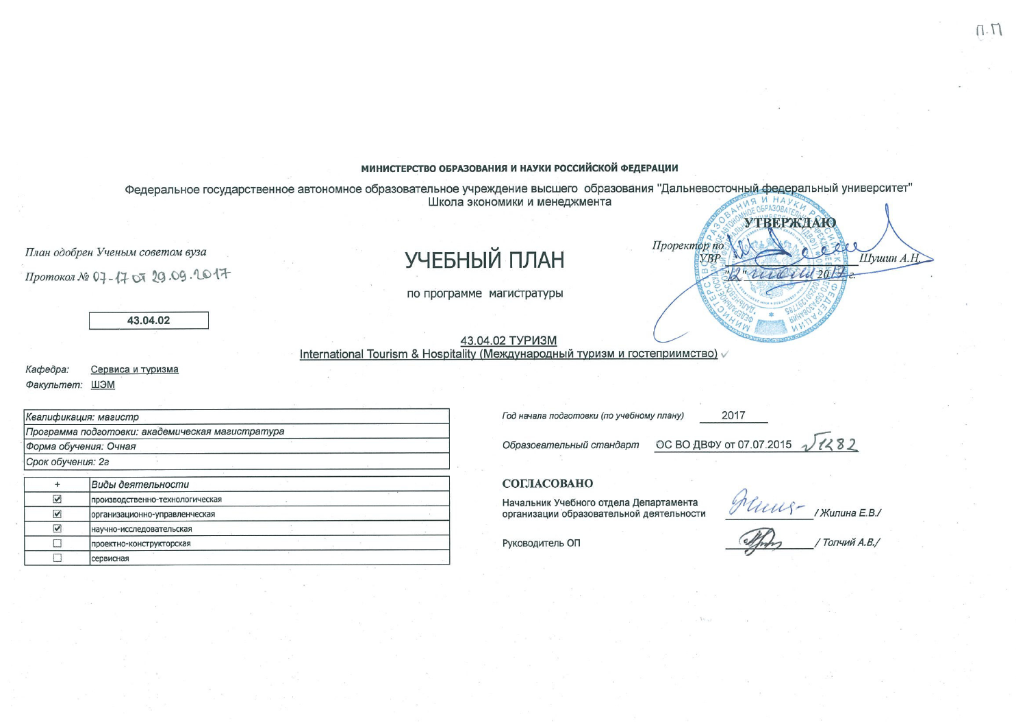п.п

**МИНИСТЕРСТВО ОБРАЗОВАНИЯ И НАУКИ РОССИЙСКОЙ ФЕДЕРАЦИИ**

Федеральное государственное автономное образовательное учреждение высшего образования "Дальневосточный федеральный университет"
Школа экономики и менеджмента

**УТВЕРЖДАЮ**
Проректор по УВР __________ Шушин А.Н.
"12" июля 2017 г.

*План одобрен Ученым советом вуза*

*Протокол №* 07-17 от 29.09.2017

# УЧЕБНЫЙ ПЛАН

по программе магистратуры

**43.04.02**

43.04.02 ТУРИЗМ
International Tourism & Hospitality (Международный туризм и гостеприимство)

*Кафедра:* Сервиса и туризма
*Факультет:* ШЭМ

| |
|---|
| *Квалификация: магистр* |
| *Программа подготовки: академическая магистратура* |
| *Форма обучения: Очная* |
| *Срок обучения: 2г* |

| + | *Виды деятельности* |
|---|---|
| ☑ | производственно-технологическая |
| ☑ | организационно-управленческая |
| ☑ | научно-исследовательская |
| ☐ | проектно-конструкторская |
| ☐ | сервисная |

*Год начала подготовки (по учебному плану)* 2017

*Образовательный стандарт* ОС ВО ДВФУ от 07.07.2015 № 1282

**СОГЛАСОВАНО**

Начальник Учебного отдела Департамента организации образовательной деятельности __________ / Жилина Е.В./

Руководитель ОП __________ / Топчий А.В./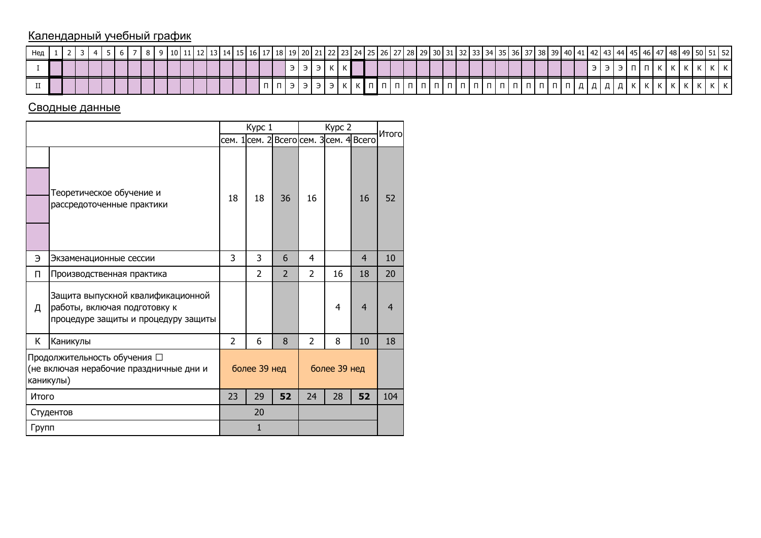## Календарный учебный график

| Нед | 1 | 2 | 3 | 4 | 5 | 6 | 7 | 8 | 9 | 10 | 11 | 12 | 13 | 14 | 15 | 16 | 17 | 18 | 19 | 20 | 21 | 22 | 23 | 24 | 25 | 26 | 27 | 28 | 29 | 30 | 31 | 32 | 33 | 34 | 35 | 36 | 37 | 38 | 39 | 40 | 41 | 42 | 43 | 44 | 45 | 46 | 47 | 48 | 49 | 50 | 51 | 52 |
|---|---|---|---|---|---|---|---|---|---|---|---|---|---|---|---|---|---|---|---|---|---|---|---|---|---|---|---|---|---|---|---|---|---|---|---|---|---|---|---|---|---|---|---|---|---|---|---|---|---|---|---|---|
| I | | | | | | | | | | | | | | | | | | | Э | Э | Э | К | К | | | | | | | | | | | | | | | | | | | Э | Э | Э | П | П | К | К | К | К | К | К |
| II | | | | | | | | | | | | | | | | | П | П | Э | Э | Э | Э | К | К | П | П | П | П | П | П | П | П | П | П | П | П | П | П | П | П | Д | Д | Д | Д | К | К | К | К | К | К | К | К |

## Сводные данные

| | | Курс 1 | | | Курс 2 | | | Итого |
|---|---|---|---|---|---|---|---|---|
| | | сем. 1 | сем. 2 | Всего | сем. 3 | сем. 4 | Всего | |
| | Теоретическое обучение и рассредоточенные практики | 18 | 18 | 36 | 16 | | 16 | 52 |
| Э | Экзаменационные сессии | 3 | 3 | 6 | 4 | | 4 | 10 |
| П | Производственная практика | | 2 | 2 | 2 | 16 | 18 | 20 |
| Д | Защита выпускной квалификационной работы, включая подготовку к процедуре защиты и процедуру защиты | | | | | 4 | 4 | 4 |
| К | Каникулы | 2 | 6 | 8 | 2 | 8 | 10 | 18 |
| Продолжительность обучения ☐ (не включая нерабочие праздничные дни и каникулы) | | более 39 нед | | | более 39 нед | | | |
| Итого | | 23 | 29 | **52** | 24 | 28 | **52** | 104 |
| Студентов | | 20 | | | | | | |
| Групп | | 1 | | | | | | |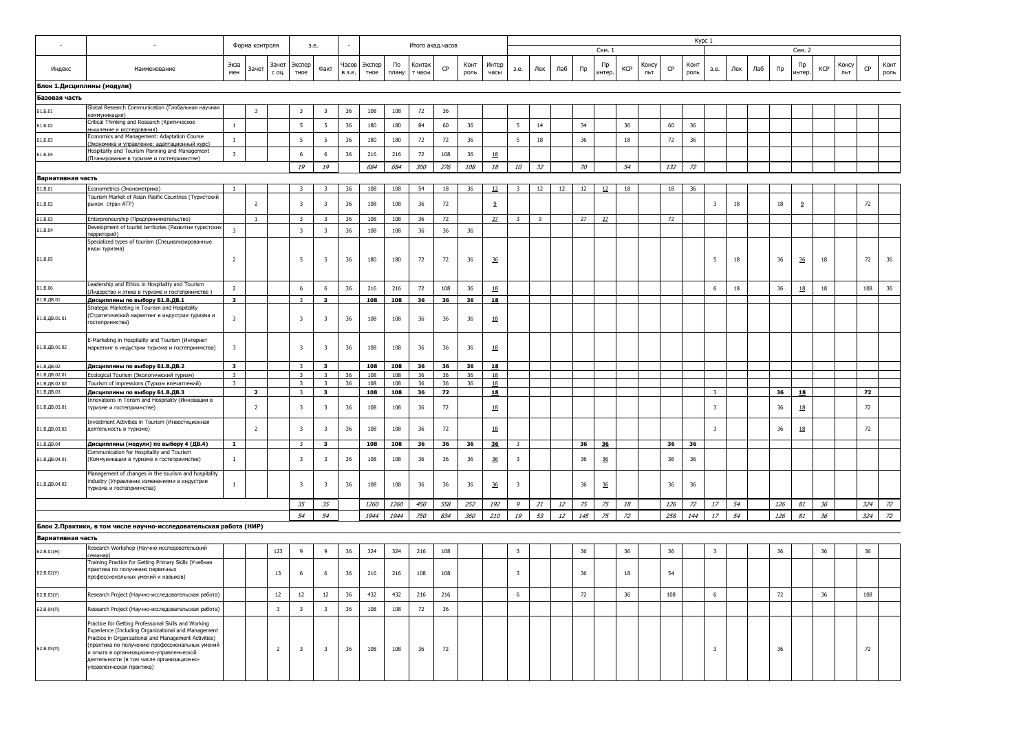| - | - | Форма контроля | | | з.е. | | - | Итого акад.часов | | | | | | Курс 1 | | | | | | | | | | | | | | | | | |
|---|---|---|---|---|---|---|---|---|---|---|---|---|---|---|---|---|---|---|---|---|---|---|---|---|---|---|---|---|---|---|---|
| | | | | | | | | | | | | | | Сем. 1 | | | | | | | | | Сем. 2 | | | | | | | | |
| Индекс | Наименование | Экза мен | Зачет | Зачет с оц. | Экспер тное | Факт | Часов в з.е. | Экспер тное | По плану | Контак т часы | СР | Конт роль | Интер часы | з.е. | Лек | Лаб | Пр | Пр интер. | КСР | Консу льт | СР | Конт роль | з.е. | Лек | Лаб | Пр | Пр интер. | КСР | Консу льт | СР | Конт роль |
| **Блок 1.Дисциплины (модули)** | | | | | | | | | | | | | | | | | | | | | | | | | | | | | | | |
| **Базовая часть** | | | | | | | | | | | | | | | | | | | | | | | | | | | | | | | |
| Б1.Б.01 | Global Research Communication (Глобальная научная коммуникация) | | 3 | | 3 | 3 | 36 | 108 | 108 | 72 | 36 | | | | | | | | | | | | | | | | | | | | |
| Б1.Б.02 | Critical Thinking and Research (Критическое мышление и исследования) | 1 | | | 5 | 5 | 36 | 180 | 180 | 84 | 60 | 36 | | 5 | 14 | | 34 | | 36 | | 60 | 36 | | | | | | | | | |
| Б1.Б.03 | Economics and Management: Adaptation Course (Экономика и управление: адаптационный курс) | 1 | | | 5 | 5 | 36 | 180 | 180 | 72 | 72 | 36 | | 5 | 18 | | 36 | | 18 | | 72 | 36 | | | | | | | | | |
| Б1.Б.04 | Hospitality and Tourism Planning and Management (Планирование в туризме и гостеприимстве) | 3 | | | 6 | 6 | 36 | 216 | 216 | 72 | 108 | 36 | 18 | | | | | | | | | | | | | | | | | | |
| | | | | | *19* | *19* | | *684* | *684* | *300* | *276* | *108* | *18* | *10* | *32* | | *70* | | *54* | | *132* | *72* | | | | | | | | | |
| **Вариативная часть** | | | | | | | | | | | | | | | | | | | | | | | | | | | | | | | |
| Б1.В.01 | Econometrics (Эконометрика) | 1 | | | 3 | 3 | 36 | 108 | 108 | 54 | 18 | 36 | 12 | 3 | 12 | 12 | 12 | 12 | 18 | | 18 | 36 | | | | | | | | | |
| Б1.В.02 | Tourism Market of Asian Pasific Countries (Туристский рынок стран АТР) | | 2 | | 3 | 3 | 36 | 108 | 108 | 36 | 72 | | 9 | | | | | | | | | | 3 | 18 | | 18 | 9 | | | 72 | |
| Б1.В.03 | Enterpreneurship (Предпринимательство) | | 1 | | 3 | 3 | 36 | 108 | 108 | 36 | 72 | | 27 | 3 | 9 | | 27 | 27 | | | 72 | | | | | | | | | | |
| Б1.В.04 | Development of tourist territories (Развитие туристских территорий) | 3 | | | 3 | 3 | 36 | 108 | 108 | 36 | 36 | 36 | | | | | | | | | | | | | | | | | | | |
| Б1.В.05 | Specialized types of tourism (Специализированные виды туризма) | 2 | | | 5 | 5 | 36 | 180 | 180 | 72 | 72 | 36 | 36 | | | | | | | | | | 5 | 18 | | 36 | 36 | 18 | | 72 | 36 |
| Б1.В.06 | Leadership and Ethics in Hospitality and Tourism (Лидерство и этика в туризме и гостеприимстве ) | 2 | | | 6 | 6 | 36 | 216 | 216 | 72 | 108 | 36 | 18 | | | | | | | | | | 6 | 18 | | 36 | 18 | 18 | | 108 | 36 |
| Б1.В.ДВ.01 | **Дисциплины по выбору Б1.В.ДВ.1** | **3** | | | 3 | **3** | | **108** | **108** | **36** | **36** | **36** | **18** | | | | | | | | | | | | | | | | | | |
| Б1.В.ДВ.01.01 | Strategic Marketing in Tourism and Hospitality (Стратегический маркетинг в индустрии туризма и гостеприимства) | 3 | | | 3 | 3 | 36 | 108 | 108 | 36 | 36 | 36 | 18 | | | | | | | | | | | | | | | | | | |
| Б1.В.ДВ.01.02 | E-Marketing in Hospitality and Tourism (Интернет маркетинг в индустрии туризма и гостеприимства) | 3 | | | 3 | 3 | 36 | 108 | 108 | 36 | 36 | 36 | 18 | | | | | | | | | | | | | | | | | | |
| Б1.В.ДВ.02 | **Дисциплины по выбору Б1.В.ДВ.2** | **3** | | | 3 | **3** | | **108** | **108** | **36** | **36** | **36** | **18** | | | | | | | | | | | | | | | | | | |
| Б1.В.ДВ.02.01 | Ecological Tourism (Экологический туризм) | 3 | | | 3 | 3 | 36 | 108 | 108 | 36 | 36 | 36 | 18 | | | | | | | | | | | | | | | | | | |
| Б1.В.ДВ.02.02 | Tourism of impressions (Туризм впечатлений) | 3 | | | 3 | 3 | 36 | 108 | 108 | 36 | 36 | 36 | 18 | | | | | | | | | | | | | | | | | | |
| Б1.В.ДВ.03 | **Дисциплины по выбору Б1.В.ДВ.3** | | **2** | | 3 | **3** | | **108** | **108** | **36** | **72** | | **18** | | | | | | | | | | 3 | | | **36** | **18** | | | **72** | |
| Б1.В.ДВ.03.01 | Innovations in Torism and Hospitality (Инновации в туризме и гостеприимстве) | | 2 | | 3 | 3 | 36 | 108 | 108 | 36 | 72 | | 18 | | | | | | | | | | 3 | | | 36 | 18 | | | 72 | |
| Б1.В.ДВ.03.02 | Investment Activities in Tourism (Инвестиционная деятельность в туризме) | | 2 | | 3 | 3 | 36 | 108 | 108 | 36 | 72 | | 18 | | | | | | | | | | 3 | | | 36 | 18 | | | 72 | |
| Б1.В.ДВ.04 | **Дисциплины (модули) по выбору 4 (ДВ.4)** | **1** | | | 3 | **3** | | **108** | **108** | **36** | **36** | **36** | **36** | 3 | | | **36** | **36** | | | **36** | **36** | | | | | | | | | |
| Б1.В.ДВ.04.01 | Communication for Hospitality and Tourism (Коммуникации в туризме и гостеприимстве) | 1 | | | 3 | 3 | 36 | 108 | 108 | 36 | 36 | 36 | 36 | 3 | | | 36 | 36 | | | 36 | 36 | | | | | | | | | |
| Б1.В.ДВ.04.02 | Management of changes in the tourism and hospitality industry (Управление изменениями в индустрии туризма и гостеприимства) | 1 | | | 3 | 3 | 36 | 108 | 108 | 36 | 36 | 36 | 36 | 3 | | | 36 | 36 | | | 36 | 36 | | | | | | | | | |
| | | | | | *35* | *35* | | *1260* | *1260* | *450* | *558* | *252* | *192* | *9* | *21* | *12* | *75* | *75* | *18* | | *126* | *72* | *17* | *54* | | *126* | *81* | *36* | | *324* | *72* |
| | | | | | *54* | *54* | | *1944* | *1944* | *750* | *834* | *360* | *210* | *19* | *53* | *12* | *145* | *75* | *72* | | *258* | *144* | *17* | *54* | | *126* | *81* | *36* | | *324* | *72* |
| **Блок 2.Практики, в том числе научно-исследовательская работа (НИР)** | | | | | | | | | | | | | | | | | | | | | | | | | | | | | | | |
| **Вариативная часть** | | | | | | | | | | | | | | | | | | | | | | | | | | | | | | | |
| Б2.В.01(Н) | Research Workshop (Научно-исследовательский семинар) | | | 123 | 9 | 9 | 36 | 324 | 324 | 216 | 108 | | | 3 | | | 36 | | 36 | | 36 | | 3 | | | 36 | | 36 | | 36 | |
| Б2.В.02(У) | Training Practice for Getting Primary Skills (Учебная практика по получению первичных профессиональных умений и навыков) | | | 13 | 6 | 6 | 36 | 216 | 216 | 108 | 108 | | | 3 | | | 36 | | 18 | | 54 | | | | | | | | | | |
| Б2.В.03(У) | Research Project (Научно-исследовательская работа) | | | 12 | 12 | 12 | 36 | 432 | 432 | 216 | 216 | | | 6 | | | 72 | | 36 | | 108 | | 6 | | | 72 | | 36 | | 108 | |
| Б2.В.04(П) | Research Project (Научно-исследовательская работа) | | | 3 | 3 | 3 | 36 | 108 | 108 | 72 | 36 | | | | | | | | | | | | | | | | | | | | |
| Б2.В.05(П) | Practice for Getting Professional Skills and Working Experience (Including Organizational and Management Practice in Organizational and Management Activities) (практика по получению профессиональных умений и опыта в организационно-управленческой деятельности (в том числе организационно-управленческая практика) | | | 2 | 3 | 3 | 36 | 108 | 108 | 36 | 72 | | | | | | | | | | | | 3 | | | 36 | | | | 72 | |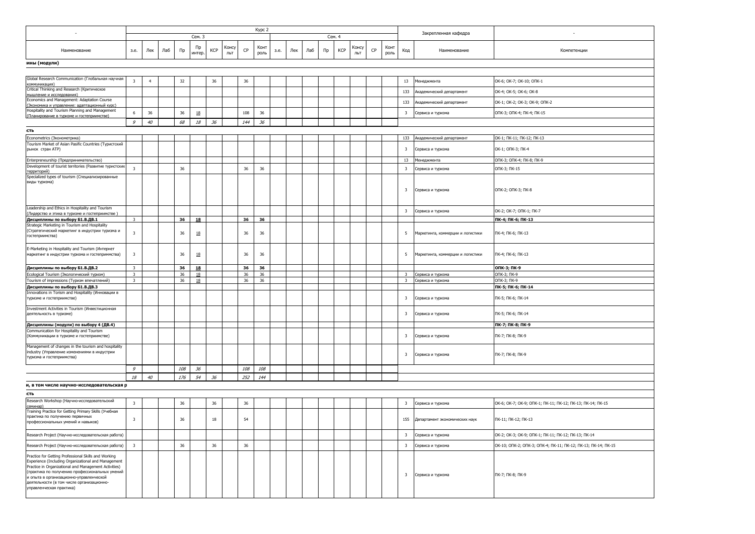| - | Курс 2 | | | | | | | | | | | | | | | | | | Закрепленная кафедра | | - |
|---|---|---|---|---|---|---|---|---|---|---|---|---|---|---|---|---|---|---|---|---|---|
| | Сем. 3 | | | | | | | | | Сем. 4 | | | | | | | | | | | |
| Наименование | з.е. | Лек | Лаб | Пр | Пр интер. | КСР | Консульт | СР | Контроль | з.е. | Лек | Лаб | Пр | КСР | Консульт | СР | Контроль | Код | Наименование | | Компетенции |
| **ины (модули)** | | | | | | | | | | | | | | | | | | | | | |
| Global Research Communication (Глобальная научная коммуникация) | 3 | 4 | | 32 | | 36 | | 36 | | | | | | | | | | 13 | Менеджмента | | ОК-6; ОК-7; ОК-10; ОПК-1 |
| Critical Thinking and Research (Критическое мышление и исследования) | | | | | | | | | | | | | | | | | | 133 | Академический департамент | | ОК-4; ОК-5; ОК-6; ОК-8 |
| Economics and Management: Adaptation Course (Экономика и управление: адаптационный курс) | | | | | | | | | | | | | | | | | | 133 | Академический департамент | | ОК-1; ОК-2; ОК-3; ОК-9; ОПК-2 |
| Hospitality and Tourism Planning and Management (Планирование в туризме и гостеприимстве) | 6 | 36 | | 36 | 18 | | | 108 | 36 | | | | | | | | | 3 | Сервиса и туризма | | ОПК-3; ОПК-4; ПК-4; ПК-15 |
| | *9* | *40* | | *68* | *18* | *36* | | *144* | *36* | | | | | | | | | | | | |
| **сть** | | | | | | | | | | | | | | | | | | | | | |
| Econometrics (Эконометрика) | | | | | | | | | | | | | | | | | | 133 | Академический департамент | | ОК-1; ПК-11; ПК-12; ПК-13 |
| Tourism Market of Asian Pasific Countries (Туристский рынок стран АТР) | | | | | | | | | | | | | | | | | | 3 | Сервиса и туризма | | ОК-1; ОПК-3; ПК-4 |
| Enterpreneurship (Предпринимательство) | | | | | | | | | | | | | | | | | | 13 | Менеджмента | | ОПК-3; ОПК-4; ПК-8; ПК-9 |
| Development of tourist territories (Развитие туристских территорий) | 3 | | | 36 | | | | 36 | 36 | | | | | | | | | 3 | Сервиса и туризма | | ОПК-3; ПК-15 |
| Specialized types of tourism (Специализированные виды туризма) | | | | | | | | | | | | | | | | | | 3 | Сервиса и туризма | | ОПК-2; ОПК-3; ПК-8 |
| Leadership and Ethics in Hospitality and Tourism (Лидерство и этика в туризме и гостеприимстве ) | | | | | | | | | | | | | | | | | | 3 | Сервиса и туризма | | ОК-2; ОК-7; ОПК-1; ПК-7 |
| **Дисциплины по выбору Б1.В.ДВ.1** | 3 | | | **36** | **18** | | | **36** | **36** | | | | | | | | | | | | **ПК-4; ПК-6; ПК-13** |
| Strategic Marketing in Tourism and Hospitality (Стратегический маркетинг в индустрии туризма и гостеприимства) | 3 | | | 36 | 18 | | | 36 | 36 | | | | | | | | | 5 | Маркетинга, коммерции и логистики | | ПК-4; ПК-6; ПК-13 |
| E-Marketing in Hospitality and Tourism (Интернет маркетинг в индустрии туризма и гостеприимства) | 3 | | | 36 | 18 | | | 36 | 36 | | | | | | | | | 5 | Маркетинга, коммерции и логистики | | ПК-4; ПК-6; ПК-13 |
| **Дисциплины по выбору Б1.В.ДВ.2** | 3 | | | **36** | **18** | | | **36** | **36** | | | | | | | | | | | | **ОПК-3; ПК-9** |
| Ecological Tourism (Экологический туризм) | 3 | | | 36 | 18 | | | 36 | 36 | | | | | | | | | 3 | Сервиса и туризма | | ОПК-3; ПК-9 |
| Tourism of impressions (Туризм впечатлений) | 3 | | | 36 | 18 | | | 36 | 36 | | | | | | | | | 3 | Сервиса и туризма | | ОПК-3; ПК-9 |
| **Дисциплины по выбору Б1.В.ДВ.3** | | | | | | | | | | | | | | | | | | | | | **ПК-5; ПК-6; ПК-14** |
| Innovations in Torism and Hospitality (Инновации в туризме и гостеприимстве) | | | | | | | | | | | | | | | | | | 3 | Сервиса и туризма | | ПК-5; ПК-6; ПК-14 |
| Investment Activities in Tourism (Инвестиционная деятельность в туризме) | | | | | | | | | | | | | | | | | | 3 | Сервиса и туризма | | ПК-5; ПК-6; ПК-14 |
| **Дисциплины (модули) по выбору 4 (ДВ.4)** | | | | | | | | | | | | | | | | | | | | | **ПК-7; ПК-8; ПК-9** |
| Communication for Hospitality and Tourism (Коммуникации в туризме и гостеприимстве) | | | | | | | | | | | | | | | | | | 3 | Сервиса и туризма | | ПК-7; ПК-8; ПК-9 |
| Management of changes in the tourism and hospitality industry (Управление изменениями в индустрии туризма и гостеприимства) | | | | | | | | | | | | | | | | | | 3 | Сервиса и туризма | | ПК-7; ПК-8; ПК-9 |
| | *9* | | | *108* | *36* | | | *108* | *108* | | | | | | | | | | | | |
| | *18* | *40* | | *176* | *54* | *36* | | *252* | *144* | | | | | | | | | | | | |
| **и, в том числе научно-исследовательская р** | | | | | | | | | | | | | | | | | | | | | |
| **сть** | | | | | | | | | | | | | | | | | | | | | |
| Research Workshop (Научно-исследовательский семинар) | 3 | | | 36 | | 36 | | 36 | | | | | | | | | | 3 | Сервиса и туризма | | ОК-6; ОК-7; ОК-9; ОПК-1; ПК-11; ПК-12; ПК-13; ПК-14; ПК-15 |
| Training Practice for Getting Primary Skills (Учебная практика по получению первичных профессиональных умений и навыков) | 3 | | | 36 | | 18 | | 54 | | | | | | | | | | 155 | Департамент экономических наук | | ПК-11; ПК-12; ПК-13 |
| Research Project (Научно-исследовательская работа) | | | | | | | | | | | | | | | | | | 3 | Сервиса и туризма | | ОК-2; ОК-3; ОК-9; ОПК-1; ПК-11; ПК-12; ПК-13; ПК-14 |
| Research Project (Научно-исследовательская работа) | 3 | | | 36 | | 36 | | 36 | | | | | | | | | | 3 | Сервиса и туризма | | ОК-10; ОПК-2; ОПК-3; ОПК-4; ПК-11; ПК-12; ПК-13; ПК-14; ПК-15 |
| Practice for Getting Professional Skills and Working Experience (Including Organizational and Management Practice in Organizational and Management Activities) (практика по получению профессиональных умений и опыта в организационно-управленческой деятельности (в том числе организационно-управленческая практика) | | | | | | | | | | | | | | | | | | 3 | Сервиса и туризма | | ПК-7; ПК-8; ПК-9 |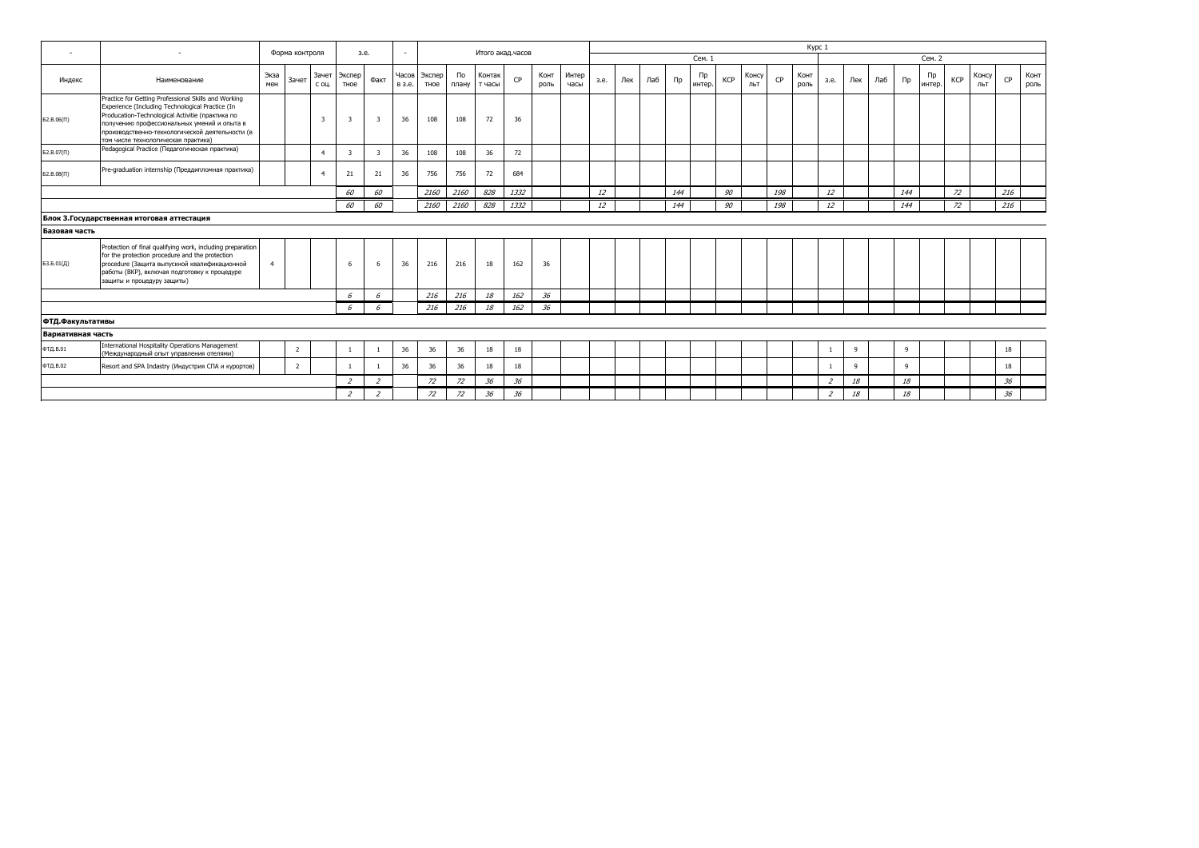| - | - | Форма контроля | | | з.е. | | - | Итого акад.часов | | | | | | Курс 1 | | | | | | | | | | | | | | | | | |
|---|---|---|---|---|---|---|---|---|---|---|---|---|---|---|---|---|---|---|---|---|---|---|---|---|---|---|---|---|---|---|---|
| | | | | | | | | | | | | | | Сем. 1 | | | | | | | | | Сем. 2 | | | | | | | | |
| Индекс | Наименование | Экзамен | Зачет | Зачет с оц. | Экспертное | Факт | Часов в з.е. | Экспертное | По плану | Контакт часы | СР | Контроль | Интер часы | з.е. | Лек | Лаб | Пр | Пр интер. | КСР | Консульт | СР | Контроль | з.е. | Лек | Лаб | Пр | Пр интер. | КСР | Консульт | СР | Контроль |
| Б2.В.06(П) | Practice for Getting Professional Skills and Working Experience (Including Technological Practice (In Producation-Technological Activitie (практика по получению профессиональных умений и опыта в производственно-технологической деятельности (в том числе технологическая практика) | | | 3 | 3 | 3 | 36 | 108 | 108 | 72 | 36 | | | | | | | | | | | | | | | | | | | | |
| Б2.В.07(П) | Pedagogical Practice (Педагогическая практика) | | | 4 | 3 | 3 | 36 | 108 | 108 | 36 | 72 | | | | | | | | | | | | | | | | | | | | |
| Б2.В.08(П) | Pre-graduation internship (Преддипломная практика) | | | 4 | 21 | 21 | 36 | 756 | 756 | 72 | 684 | | | | | | | | | | | | | | | | | | | | |
| | | | | | *60* | *60* | | *2160* | *2160* | *828* | *1332* | | | *12* | | | *144* | | *90* | | *198* | | *12* | | | *144* | | *72* | | *216* | |
| | | | | | *60* | *60* | | *2160* | *2160* | *828* | *1332* | | | *12* | | | *144* | | *90* | | *198* | | *12* | | | *144* | | *72* | | *216* | |
| **Блок 3.Государственная итоговая аттестация** | | | | | | | | | | | | | | | | | | | | | | | | | | | | | | | |
| **Базовая часть** | | | | | | | | | | | | | | | | | | | | | | | | | | | | | | | |
| Б3.Б.01(Д) | Protection of final qualifying work, including preparation for the protection procedure and the protection procedure (Защита выпускной квалификационной работы (ВКР), включая подготовку к процедуре защиты и процедуру защиты) | 4 | | | 6 | 6 | 36 | 216 | 216 | 18 | 162 | 36 | | | | | | | | | | | | | | | | | | | |
| | | | | | *6* | *6* | | *216* | *216* | *18* | *162* | *36* | | | | | | | | | | | | | | | | | | | |
| | | | | | *6* | *6* | | *216* | *216* | *18* | *162* | *36* | | | | | | | | | | | | | | | | | | | |
| **ФТД.Факультативы** | | | | | | | | | | | | | | | | | | | | | | | | | | | | | | | |
| **Вариативная часть** | | | | | | | | | | | | | | | | | | | | | | | | | | | | | | | |
| ФТД.В.01 | International Hospitality Operations Management (Международный опыт управления отелями) | | 2 | | 1 | 1 | 36 | 36 | 36 | 18 | 18 | | | | | | | | | | | | 1 | 9 | | 9 | | | | 18 | |
| ФТД.В.02 | Resort and SPA Indastry (Индустрия СПА и курортов) | | 2 | | 1 | 1 | 36 | 36 | 36 | 18 | 18 | | | | | | | | | | | | 1 | 9 | | 9 | | | | 18 | |
| | | | | | *2* | *2* | | *72* | *72* | *36* | *36* | | | | | | | | | | | | *2* | *18* | | *18* | | | | *36* | |
| | | | | | *2* | *2* | | *72* | *72* | *36* | *36* | | | | | | | | | | | | *2* | *18* | | *18* | | | | *36* | |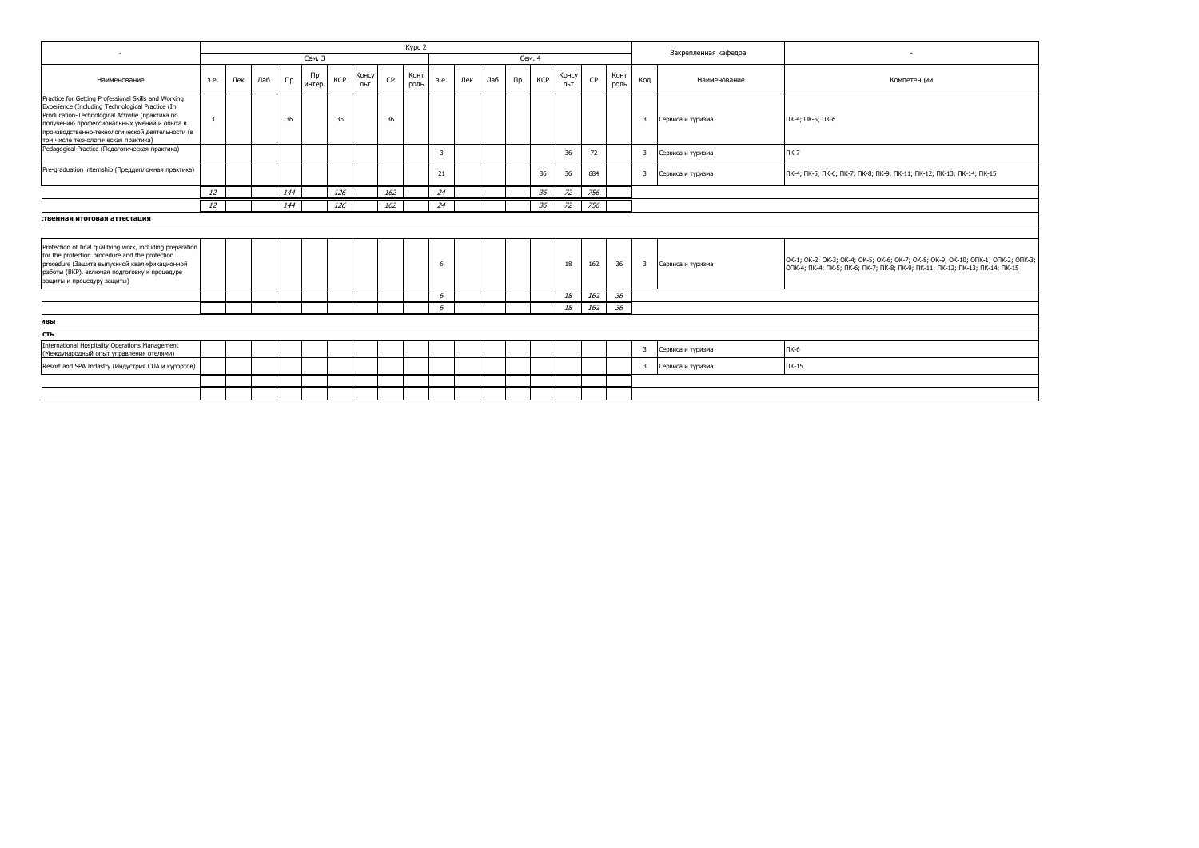| - | Курс 2 | | | | | | | | | | | | | | | | | | Закрепленная кафедра | | - |
|---|---|---|---|---|---|---|---|---|---|---|---|---|---|---|---|---|---|---|---|---|---|
| | Сем. 3 | | | | | | | | | Сем. 4 | | | | | | | | | | | |
| Наименование | з.е. | Лек | Лаб | Пр | Пр интер. | КСР | Консульт | СР | Контроль | з.е. | Лек | Лаб | Пр | КСР | Консульт | СР | Контроль | Код | Наименование | | Компетенции |
| Practice for Getting Professional Skills and Working Experience (Including Technological Practice (In Producation-Technological Activitie (практика по получению профессиональных умений и опыта в производственно-технологической деятельности (в том числе технологическая практика) | 3 | | | 36 | | 36 | | 36 | | | | | | | | | | 3 | Сервиса и туризма | | ПК-4; ПК-5; ПК-6 |
| Pedagogical Practice (Педагогическая практика) | | | | | | | | | | 3 | | | | | 36 | 72 | | 3 | Сервиса и туризма | | ПК-7 |
| Pre-graduation internship (Преддипломная практика) | | | | | | | | | | 21 | | | | 36 | 36 | 684 | | 3 | Сервиса и туризма | | ПК-4; ПК-5; ПК-6; ПК-7; ПК-8; ПК-9; ПК-11; ПК-12; ПК-13; ПК-14; ПК-15 |
| | *12* | | | *144* | | *126* | | *162* | | *24* | | | | *36* | *72* | *756* | | | | | |
| | *12* | | | *144* | | *126* | | *162* | | *24* | | | | *36* | *72* | *756* | | | | | |
| **ственная итоговая аттестация** | | | | | | | | | | | | | | | | | | | | | |
| Protection of final qualifying work, including preparation for the protection procedure and the protection procedure (Защита выпускной квалификационной работы (ВКР), включая подготовку к процедуре защиты и процедуру защиты) | | | | | | | | | | 6 | | | | | 18 | 162 | 36 | 3 | Сервиса и туризма | | ОК-1; ОК-2; ОК-3; ОК-4; ОК-5; ОК-6; ОК-7; ОК-8; ОК-9; ОК-10; ОПК-1; ОПК-2; ОПК-3; ОПК-4; ПК-4; ПК-5; ПК-6; ПК-7; ПК-8; ПК-9; ПК-11; ПК-12; ПК-13; ПК-14; ПК-15 |
| | | | | | | | | | | *6* | | | | | *18* | *162* | *36* | | | | |
| | | | | | | | | | | *6* | | | | | *18* | *162* | *36* | | | | |
| **ивы** | | | | | | | | | | | | | | | | | | | | | |
| **сть** | | | | | | | | | | | | | | | | | | | | | |
| International Hospitality Operations Management (Международный опыт управления отелями) | | | | | | | | | | | | | | | | | | 3 | Сервиса и туризма | | ПК-6 |
| Resort and SPA Indastry (Индустрия СПА и курортов) | | | | | | | | | | | | | | | | | | 3 | Сервиса и туризма | | ПК-15 |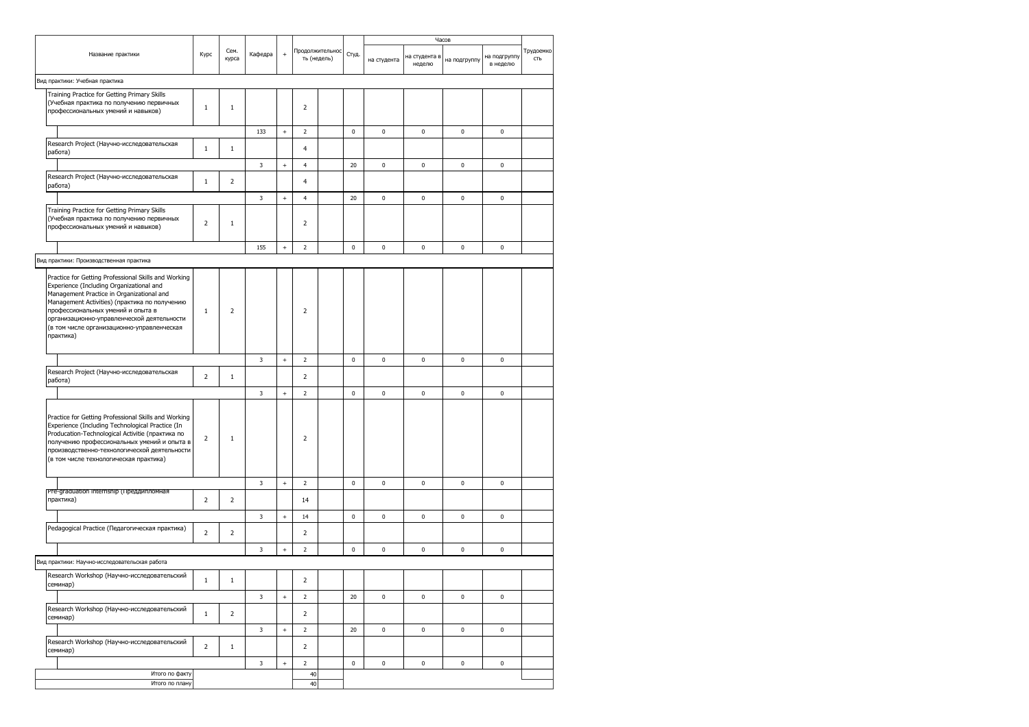| Название практики | Курс | Сем. курса | Кафедра | + | Продолжительность (недель) | | Студ. | Часов | | | | Трудоемкость |
|---|---|---|---|---|---|---|---|---|---|---|---|---|
| | | | | | | | | на студента | на студента в неделю | на подгруппу | на подгруппу в неделю | |
| Вид практики: Учебная практика | | | | | | | | | | | | |
| Training Practice for Getting Primary Skills (Учебная практика по получению первичных профессиональных умений и навыков) | 1 | 1 | | | 2 | | | | | | | |
| | | | 133 | + | 2 | | 0 | 0 | 0 | 0 | 0 | |
| Research Project (Научно-исследовательская работа) | 1 | 1 | | | 4 | | | | | | | |
| | | | 3 | + | 4 | | 20 | 0 | 0 | 0 | 0 | |
| Research Project (Научно-исследовательская работа) | 1 | 2 | | | 4 | | | | | | | |
| | | | 3 | + | 4 | | 20 | 0 | 0 | 0 | 0 | |
| Training Practice for Getting Primary Skills (Учебная практика по получению первичных профессиональных умений и навыков) | 2 | 1 | | | 2 | | | | | | | |
| | | | 155 | + | 2 | | 0 | 0 | 0 | 0 | 0 | |
| Вид практики: Производственная практика | | | | | | | | | | | | |
| Practice for Getting Professional Skills and Working Experience (Including Organizational and Management Practice in Organizational and Management Activities) (практика по получению профессиональных умений и опыта в организационно-управленческой деятельности (в том числе организационно-управленческая практика) | 1 | 2 | | | 2 | | | | | | | |
| | | | 3 | + | 2 | | 0 | 0 | 0 | 0 | 0 | |
| Research Project (Научно-исследовательская работа) | 2 | 1 | | | 2 | | | | | | | |
| | | | 3 | + | 2 | | 0 | 0 | 0 | 0 | 0 | |
| Practice for Getting Professional Skills and Working Experience (Including Technological Practice (In Producation-Technological Activitie (практика по получению профессиональных умений и опыта в производственно-технологической деятельности (в том числе технологическая практика) | 2 | 1 | | | 2 | | | | | | | |
| | | | 3 | + | 2 | | 0 | 0 | 0 | 0 | 0 | |
| Pre-graduation Internship (Преддипломная практика) | 2 | 2 | | | 14 | | | | | | | |
| | | | 3 | + | 14 | | 0 | 0 | 0 | 0 | 0 | |
| Pedagogical Practice (Педагогическая практика) | 2 | 2 | | | 2 | | | | | | | |
| | | | 3 | + | 2 | | 0 | 0 | 0 | 0 | 0 | |
| Вид практики: Научно-исследовательская работа | | | | | | | | | | | | |
| Research Workshop (Научно-исследовательский семинар) | 1 | 1 | | | 2 | | | | | | | |
| | | | 3 | + | 2 | | 20 | 0 | 0 | 0 | 0 | |
| Research Workshop (Научно-исследовательский семинар) | 1 | 2 | | | 2 | | | | | | | |
| | | | 3 | + | 2 | | 20 | 0 | 0 | 0 | 0 | |
| Research Workshop (Научно-исследовательский семинар) | 2 | 1 | | | 2 | | | | | | | |
| | | | 3 | + | 2 | | 0 | 0 | 0 | 0 | 0 | |
| Итого по факту | | | | | 40 | | | | | | | |
| Итого по плану | | | | | 40 | | | | | | | |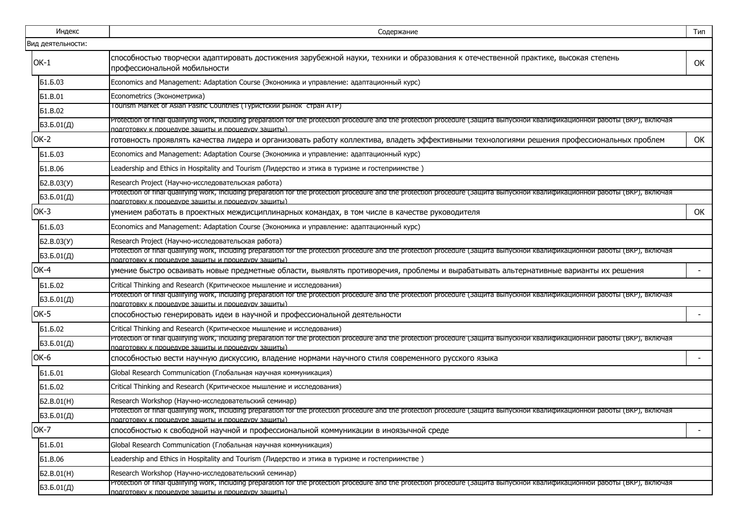| Индекс | Содержание | Тип |
|---|---|---|
| Вид деятельности: | | |
| ОК-1 | способностью творчески адаптировать достижения зарубежной науки, техники и образования к отечественной практике, высокая степень профессиональной мобильности | ОК |
| Б1.Б.03 | Economics and Management: Adaptation Course (Экономика и управление: адаптационный курс) | |
| Б1.В.01 | Econometrics (Эконометрика) | |
| Б1.В.02 | Tourism Market of Asian Pasific Countries (Туристский рынок стран АТР) | |
| Б3.Б.01(Д) | Protection of final qualifying work, including preparation for the protection procedure and the protection procedure (Защита выпускной квалификационной работы (ВКР), включая подготовку к процедуре защиты и процедуру защиты) | |
| ОК-2 | готовность проявлять качества лидера и организовать работу коллектива, владеть эффективными технологиями решения профессиональных проблем | ОК |
| Б1.Б.03 | Economics and Management: Adaptation Course (Экономика и управление: адаптационный курс) | |
| Б1.В.06 | Leadership and Ethics in Hospitality and Tourism (Лидерство и этика в туризме и гостеприимстве ) | |
| Б2.В.03(У) | Research Project (Научно-исследовательская работа) | |
| Б3.Б.01(Д) | Protection of final qualifying work, including preparation for the protection procedure and the protection procedure (Защита выпускной квалификационной работы (ВКР), включая подготовку к процедуре защиты и процедуру защиты) | |
| ОК-3 | умением работать в проектных междисциплинарных командах, в том числе в качестве руководителя | ОК |
| Б1.Б.03 | Economics and Management: Adaptation Course (Экономика и управление: адаптационный курс) | |
| Б2.В.03(У) | Research Project (Научно-исследовательская работа) | |
| Б3.Б.01(Д) | Protection of final qualifying work, including preparation for the protection procedure and the protection procedure (Защита выпускной квалификационной работы (ВКР), включая подготовку к процедуре защиты и процедуру защиты) | |
| ОК-4 | умение быстро осваивать новые предметные области, выявлять противоречия, проблемы и вырабатывать альтернативные варианты их решения | - |
| Б1.Б.02 | Critical Thinking and Research (Критическое мышление и исследования) | |
| Б3.Б.01(Д) | Protection of final qualifying work, including preparation for the protection procedure and the protection procedure (Защита выпускной квалификационной работы (ВКР), включая подготовку к процедуре защиты и процедуру защиты) | |
| ОК-5 | способностью генерировать идеи в научной и профессиональной деятельности | - |
| Б1.Б.02 | Critical Thinking and Research (Критическое мышление и исследования) | |
| Б3.Б.01(Д) | Protection of final qualifying work, including preparation for the protection procedure and the protection procedure (Защита выпускной квалификационной работы (ВКР), включая подготовку к процедуре защиты и процедуру защиты) | |
| ОК-6 | способностью вести научную дискуссию, владение нормами научного стиля современного русского языка | - |
| Б1.Б.01 | Global Research Communication (Глобальная научная коммуникация) | |
| Б1.Б.02 | Critical Thinking and Research (Критическое мышление и исследования) | |
| Б2.В.01(Н) | Research Workshop (Научно-исследовательский семинар) | |
| Б3.Б.01(Д) | Protection of final qualifying work, including preparation for the protection procedure and the protection procedure (Защита выпускной квалификационной работы (ВКР), включая подготовку к процедуре защиты и процедуру защиты) | |
| ОК-7 | способностью к свободной научной и профессиональной коммуникации в иноязычной среде | - |
| Б1.Б.01 | Global Research Communication (Глобальная научная коммуникация) | |
| Б1.В.06 | Leadership and Ethics in Hospitality and Tourism (Лидерство и этика в туризме и гостеприимстве ) | |
| Б2.В.01(Н) | Research Workshop (Научно-исследовательский семинар) | |
| Б3.Б.01(Д) | Protection of final qualifying work, including preparation for the protection procedure and the protection procedure (Защита выпускной квалификационной работы (ВКР), включая подготовку к процедуре защиты и процедуру защиты) | |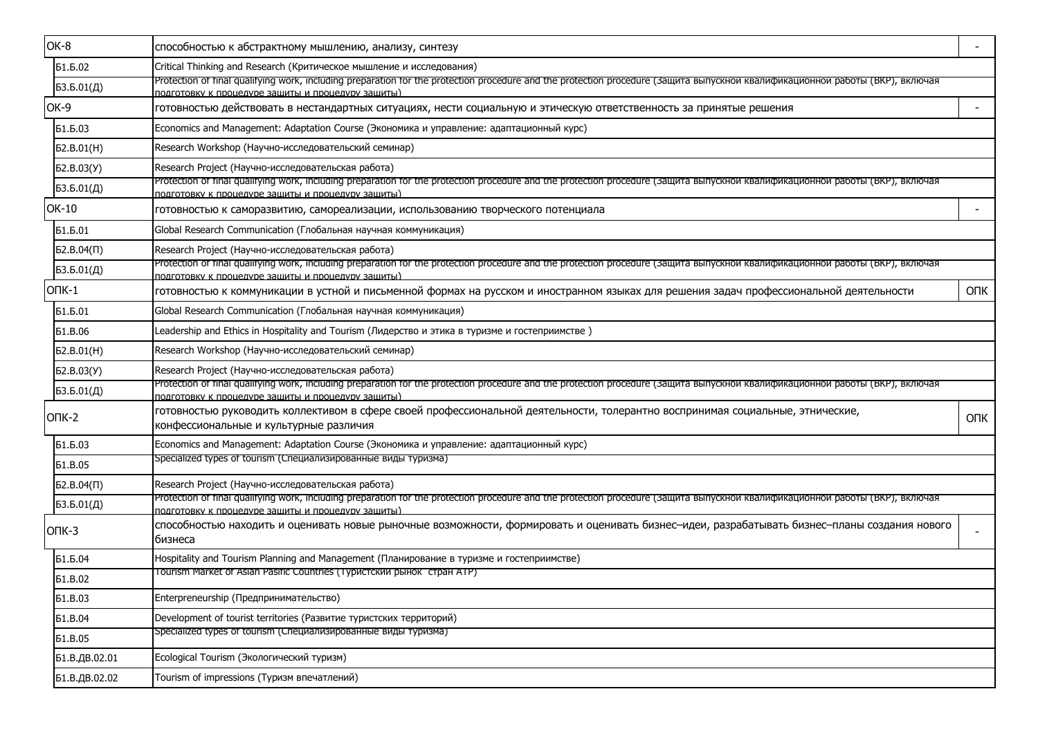| | | |
|---|---|---|
| ОК-8 | способностью к абстрактному мышлению, анализу, синтезу | - |
| Б1.Б.02 | Critical Thinking and Research (Критическое мышление и исследования) | |
| Б3.Б.01(Д) | Protection of final qualifying work, including preparation for the protection procedure and the protection procedure (Защита выпускной квалификационной работы (ВКР), включая подготовку к процедуре защиты и процедуру защиты) | |
| ОК-9 | готовностью действовать в нестандартных ситуациях, нести социальную и этическую ответственность за принятые решения | - |
| Б1.Б.03 | Economics and Management: Adaptation Course (Экономика и управление: адаптационный курс) | |
| Б2.В.01(Н) | Research Workshop (Научно-исследовательский семинар) | |
| Б2.В.03(У) | Research Project (Научно-исследовательская работа) | |
| Б3.Б.01(Д) | Protection of final qualifying work, including preparation for the protection procedure and the protection procedure (Защита выпускной квалификационной работы (ВКР), включая подготовку к процедуре защиты и процедуру защиты) | |
| ОК-10 | готовностью к саморазвитию, самореализации, использованию творческого потенциала | - |
| Б1.Б.01 | Global Research Communication (Глобальная научная коммуникация) | |
| Б2.В.04(П) | Research Project (Научно-исследовательская работа) | |
| Б3.Б.01(Д) | Protection of final qualifying work, including preparation for the protection procedure and the protection procedure (Защита выпускной квалификационной работы (ВКР), включая подготовку к процедуре защиты и процедуру защиты) | |
| ОПК-1 | готовностью к коммуникации в устной и письменной формах на русском и иностранном языках для решения задач профессиональной деятельности | ОПК |
| Б1.Б.01 | Global Research Communication (Глобальная научная коммуникация) | |
| Б1.В.06 | Leadership and Ethics in Hospitality and Tourism (Лидерство и этика в туризме и гостеприимстве ) | |
| Б2.В.01(Н) | Research Workshop (Научно-исследовательский семинар) | |
| Б2.В.03(У) | Research Project (Научно-исследовательская работа) | |
| Б3.Б.01(Д) | Protection of final qualifying work, including preparation for the protection procedure and the protection procedure (Защита выпускной квалификационной работы (ВКР), включая подготовку к процедуре защиты и процедуру защиты) | |
| ОПК-2 | готовностью руководить коллективом в сфере своей профессиональной деятельности, толерантно воспринимая социальные, этнические, конфессиональные и культурные различия | ОПК |
| Б1.Б.03 | Economics and Management: Adaptation Course (Экономика и управление: адаптационный курс) | |
| Б1.В.05 | Specialized types of tourism (Специализированные виды туризма) | |
| Б2.В.04(П) | Research Project (Научно-исследовательская работа) | |
| Б3.Б.01(Д) | Protection of final qualifying work, including preparation for the protection procedure and the protection procedure (Защита выпускной квалификационной работы (ВКР), включая подготовку к процедуре защиты и процедуру защиты) | |
| ОПК-3 | способностью находить и оценивать новые рыночные возможности, формировать и оценивать бизнес–идеи, разрабатывать бизнес–планы создания нового бизнеса | - |
| Б1.Б.04 | Hospitality and Tourism Planning and Management (Планирование в туризме и гостеприимстве) | |
| Б1.В.02 | Tourism Market of Asian Pasific Countries (Туристский рынок  стран АТР) | |
| Б1.В.03 | Enterpreneurship (Предпринимательство) | |
| Б1.В.04 | Development of tourist territories (Развитие туристских территорий) | |
| Б1.В.05 | Specialized types of tourism (Специализированные виды туризма) | |
| Б1.В.ДВ.02.01 | Ecological Tourism (Экологический туризм) | |
| Б1.В.ДВ.02.02 | Tourism of impressions (Туризм впечатлений) | |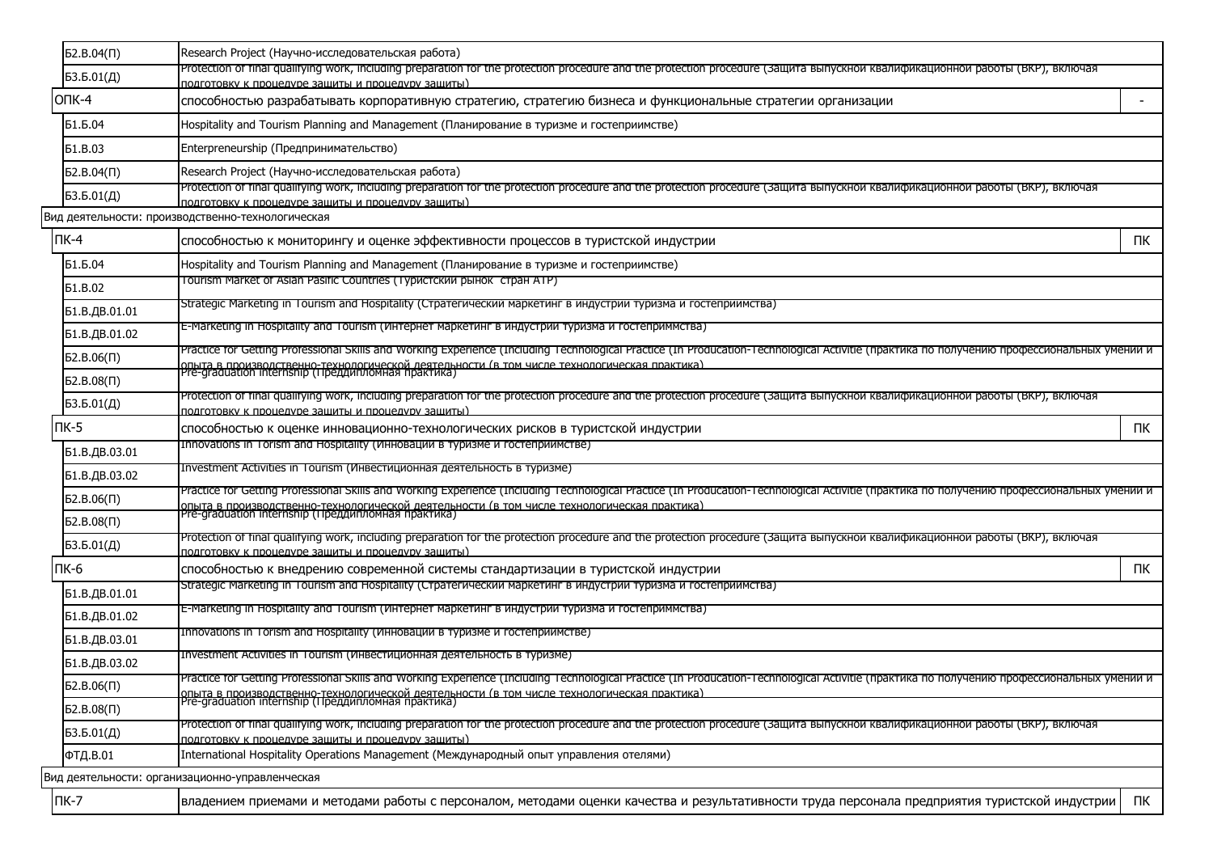| | | |
|---|---|---|
| Б2.В.04(П) | Research Project (Научно-исследовательская работа) | |
| Б3.Б.01(Д) | Protection of final qualifying work, including preparation for the protection procedure and the protection procedure (Защита выпускной квалификационной работы (ВКР), включая подготовку к процедуре защиты и процедуру защиты) | |
| ОПК-4 | способностью разрабатывать корпоративную стратегию, стратегию бизнеса и функциональные стратегии организации | - |
| Б1.Б.04 | Hospitality and Tourism Planning and Management (Планирование в туризме и гостеприимстве) | |
| Б1.В.03 | Enterpreneurship (Предпринимательство) | |
| Б2.В.04(П) | Research Project (Научно-исследовательская работа) | |
| Б3.Б.01(Д) | Protection of final qualifying work, including preparation for the protection procedure and the protection procedure (Защита выпускной квалификационной работы (ВКР), включая подготовку к процедуре защиты и процедуру защиты) | |
| Вид деятельности: производственно-технологическая | | |
| ПК-4 | способностью к мониторингу и оценке эффективности процессов в туристской индустрии | ПК |
| Б1.Б.04 | Hospitality and Tourism Planning and Management (Планирование в туризме и гостеприимстве) | |
| Б1.В.02 | Tourism Market of Asian Pasific Countries (Туристский рынок стран АТР) | |
| Б1.В.ДВ.01.01 | Strategic Marketing in Tourism and Hospitality (Стратегический маркетинг в индустрии туризма и гостеприимства) | |
| Б1.В.ДВ.01.02 | E-Marketing in Hospitality and Tourism (Интернет маркетинг в индустрии туризма и гостеприммства) | |
| Б2.В.06(П) | Practice for Getting Professional Skills and Working Experience (Including Technological Practice (In Producation-Technological Activitie (практика по получению профессиональных умений и опыта в производственно-технологической деятельности (в том числе технологическая практика) | |
| Б2.В.08(П) | Pre-graduation internship (Преддипломная практика) | |
| Б3.Б.01(Д) | Protection of final qualifying work, including preparation for the protection procedure and the protection procedure (Защита выпускной квалификационной работы (ВКР), включая подготовку к процедуре защиты и процедуру защиты) | |
| ПК-5 | способностью к оценке инновационно-технологических рисков в туристской индустрии | ПК |
| Б1.В.ДВ.03.01 | Innovations in Torism and Hospitality (Инновации в туризме и гостеприимстве) | |
| Б1.В.ДВ.03.02 | Investment Activities in Tourism (Инвестиционная деятельность в туризме) | |
| Б2.В.06(П) | Practice for Getting Professional Skills and Working Experience (Including Technological Practice (In Producation-Technological Activitie (практика по получению профессиональных умений и опыта в производственно-технологической деятельности (в том числе технологическая практика) | |
| Б2.В.08(П) | Pre-graduation internship (Преддипломная практика) | |
| Б3.Б.01(Д) | Protection of final qualifying work, including preparation for the protection procedure and the protection procedure (Защита выпускной квалификационной работы (ВКР), включая подготовку к процедуре защиты и процедуру защиты) | |
| ПК-6 | способностью к внедрению современной системы стандартизации в туристской индустрии | ПК |
| Б1.В.ДВ.01.01 | Strategic Marketing in Tourism and Hospitality (Стратегический маркетинг в индустрии туризма и гостеприимства) | |
| Б1.В.ДВ.01.02 | E-Marketing in Hospitality and Tourism (Интернет маркетинг в индустрии туризма и гостеприммства) | |
| Б1.В.ДВ.03.01 | Innovations in Torism and Hospitality (Инновации в туризме и гостеприимстве) | |
| Б1.В.ДВ.03.02 | Investment Activities in Tourism (Инвестиционная деятельность в туризме) | |
| Б2.В.06(П) | Practice for Getting Professional Skills and Working Experience (Including Technological Practice (In Producation-Technological Activitie (практика по получению профессиональных умений и опыта в производственно-технологической деятельности (в том числе технологическая практика) | |
| Б2.В.08(П) | Pre-graduation internship (Преддипломная практика) | |
| Б3.Б.01(Д) | Protection of final qualifying work, including preparation for the protection procedure and the protection procedure (Защита выпускной квалификационной работы (ВКР), включая подготовку к процедуре защиты и процедуру защиты) | |
| ФТД.В.01 | International Hospitality Operations Management (Международный опыт управления отелями) | |
| Вид деятельности: организационно-управленческая | | |
| ПК-7 | владением приемами и методами работы с персоналом, методами оценки качества и результативности труда персонала предприятия туристской индустрии | ПК |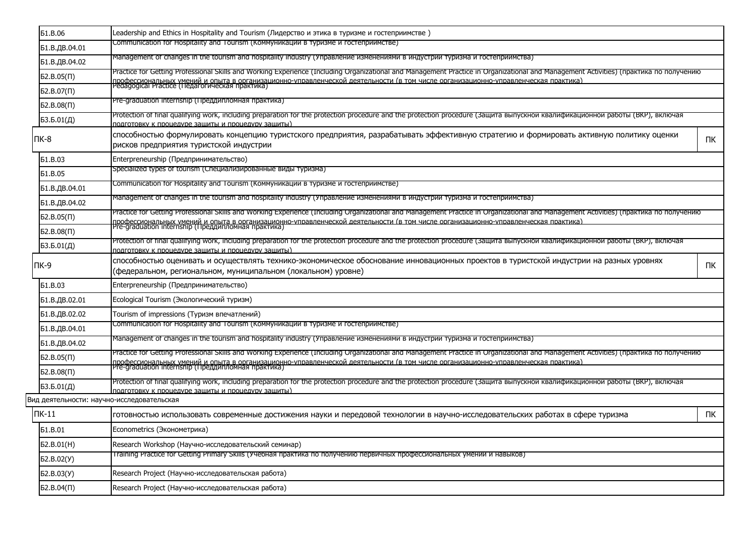| | | |
|---|---|---|
| Б1.В.06 | Leadership and Ethics in Hospitality and Tourism (Лидерство и этика в туризме и гостеприимстве ) | |
| Б1.В.ДВ.04.01 | Communication for Hospitality and Tourism (Коммуникации в туризме и гостеприимстве) | |
| Б1.В.ДВ.04.02 | Management of changes in the tourism and hospitality industry (Управление изменениями в индустрии туризма и гостеприимства) | |
| Б2.В.05(П) | Practice for Getting Professional Skills and Working Experience (Including Organizational and Management Practice in Organizational and Management Activities) (практика по получению профессиональных умений и опыта в организационно-управленческой деятельности (в том числе организационно-управленческая практика) | |
| Б2.В.07(П) | Pedagogical Practice (Педагогическая практика) | |
| Б2.В.08(П) | Pre-graduation internship (Преддипломная практика) | |
| Б3.Б.01(Д) | Protection of final qualifying work, including preparation for the protection procedure and the protection procedure (Защита выпускной квалификационной работы (ВКР), включая подготовку к процедуре защиты и процедуру защиты) | |
| ПК-8 | способностью формулировать концепцию туристского предприятия, разрабатывать эффективную стратегию и формировать активную политику оценки рисков предприятия туристской индустрии | ПК |
| Б1.В.03 | Enterpreneurship (Предпринимательство) | |
| Б1.В.05 | Specialized types of tourism (Специализированные виды туризма) | |
| Б1.В.ДВ.04.01 | Communication for Hospitality and Tourism (Коммуникации в туризме и гостеприимстве) | |
| Б1.В.ДВ.04.02 | Management of changes in the tourism and hospitality industry (Управление изменениями в индустрии туризма и гостеприимства) | |
| Б2.В.05(П) | Practice for Getting Professional Skills and Working Experience (Including Organizational and Management Practice in Organizational and Management Activities) (практика по получению профессиональных умений и опыта в организационно-управленческой деятельности (в том числе организационно-управленческая практика) | |
| Б2.В.08(П) | Pre-graduation internship (Преддипломная практика) | |
| Б3.Б.01(Д) | Protection of final qualifying work, including preparation for the protection procedure and the protection procedure (Защита выпускной квалификационной работы (ВКР), включая подготовку к процедуре защиты и процедуру защиты) | |
| ПК-9 | способностью оценивать и осуществлять технико-экономическое обоснование инновационных проектов в туристской индустрии на разных уровнях (федеральном, региональном, муниципальном (локальном) уровне) | ПК |
| Б1.В.03 | Enterpreneurship (Предпринимательство) | |
| Б1.В.ДВ.02.01 | Ecological Tourism (Экологический туризм) | |
| Б1.В.ДВ.02.02 | Tourism of impressions (Туризм впечатлений) | |
| Б1.В.ДВ.04.01 | Communication for Hospitality and Tourism (Коммуникации в туризме и гостеприимстве) | |
| Б1.В.ДВ.04.02 | Management of changes in the tourism and hospitality industry (Управление изменениями в индустрии туризма и гостеприимства) | |
| Б2.В.05(П) | Practice for Getting Professional Skills and Working Experience (Including Organizational and Management Practice in Organizational and Management Activities) (практика по получению профессиональных умений и опыта в организационно-управленческой деятельности (в том числе организационно-управленческая практика) | |
| Б2.В.08(П) | Pre-graduation internship (Преддипломная практика) | |
| Б3.Б.01(Д) | Protection of final qualifying work, including preparation for the protection procedure and the protection procedure (Защита выпускной квалификационной работы (ВКР), включая подготовку к процедуре защиты и процедуру защиты) | |
| Вид деятельности: научно-исследовательская | | |
| ПК-11 | готовностью использовать современные достижения науки и передовой технологии в научно-исследовательских работах в сфере туризма | ПК |
| Б1.В.01 | Econometrics (Эконометрика) | |
| Б2.В.01(Н) | Research Workshop (Научно-исследовательский семинар) | |
| Б2.В.02(У) | Training Practice for Getting Primary Skills (Учебная практика по получению первичных профессиональных умений и навыков) | |
| Б2.В.03(У) | Research Project (Научно-исследовательская работа) | |
| Б2.В.04(П) | Research Project (Научно-исследовательская работа) | |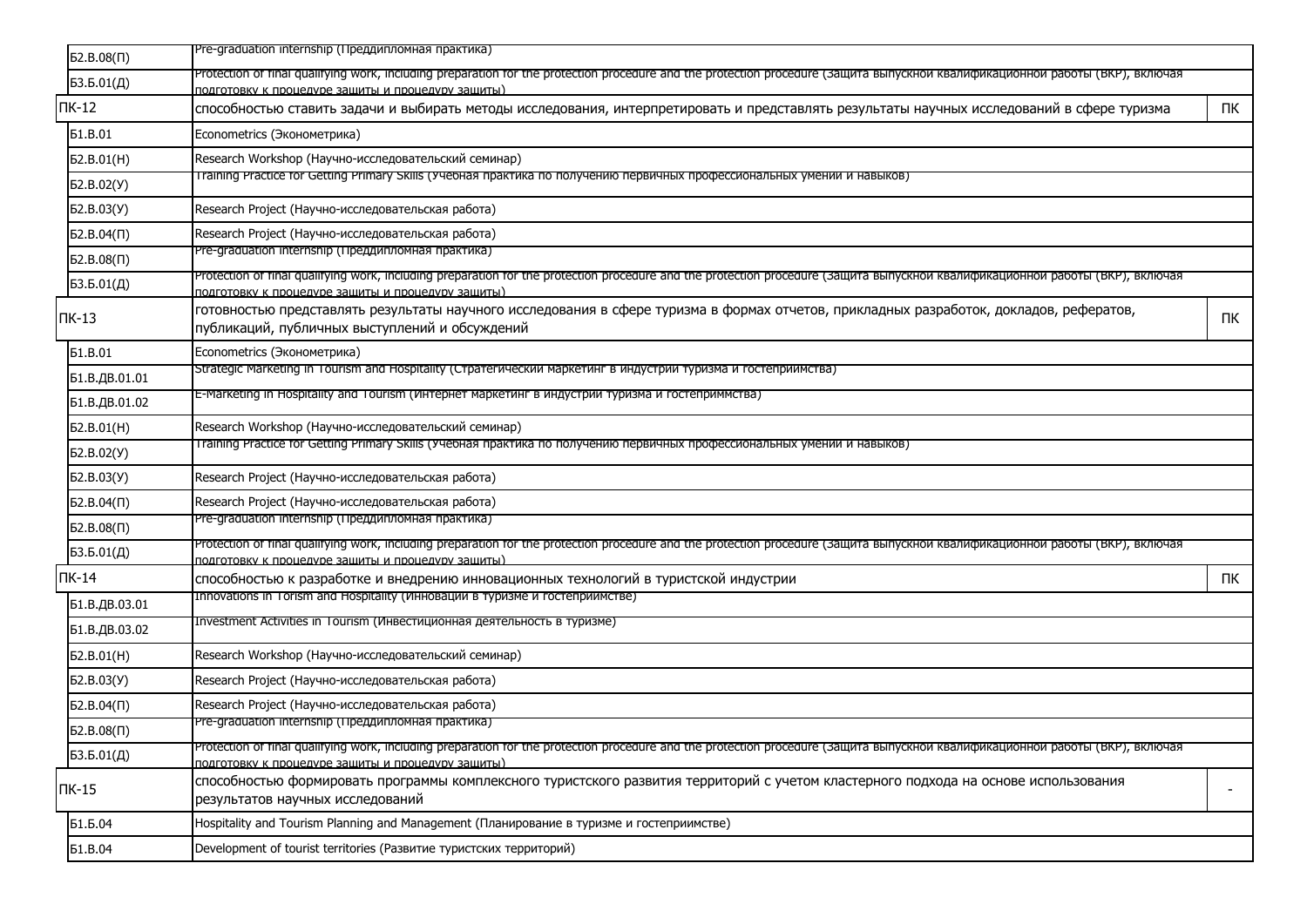| | | |
|---|---|---|
| Б2.В.08(П) | Pre-graduation internship (Преддипломная практика) | |
| Б3.Б.01(Д) | Protection of final qualifying work, including preparation for the protection procedure and the protection procedure (Защита выпускной квалификационной работы (ВКР), включая подготовку к процедуре защиты и процедуру защиты) | |
| ПК-12 | способностью ставить задачи и выбирать методы исследования, интерпретировать и представлять результаты научных исследований в сфере туризма | ПК |
| Б1.В.01 | Econometrics (Эконометрика) | |
| Б2.В.01(Н) | Research Workshop (Научно-исследовательский семинар) | |
| Б2.В.02(У) | Training Practice for Getting Primary Skills (Учебная практика по получению первичных профессиональных умений и навыков) | |
| Б2.В.03(У) | Research Project (Научно-исследовательская работа) | |
| Б2.В.04(П) | Research Project (Научно-исследовательская работа) | |
| Б2.В.08(П) | Pre-graduation internship (Преддипломная практика) | |
| Б3.Б.01(Д) | Protection of final qualifying work, including preparation for the protection procedure and the protection procedure (Защита выпускной квалификационной работы (ВКР), включая подготовку к процедуре защиты и процедуру защиты) | |
| ПК-13 | готовностью представлять результаты научного исследования в сфере туризма в формах отчетов, прикладных разработок, докладов, рефератов, публикаций, публичных выступлений и обсуждений | ПК |
| Б1.В.01 | Econometrics (Эконометрика) | |
| Б1.В.ДВ.01.01 | Strategic Marketing in Tourism and Hospitality (Стратегический маркетинг в индустрии туризма и гостеприимства) | |
| Б1.В.ДВ.01.02 | E-Marketing in Hospitality and Tourism (Интернет маркетинг в индустрии туризма и гостеприммства) | |
| Б2.В.01(Н) | Research Workshop (Научно-исследовательский семинар) | |
| Б2.В.02(У) | Training Practice for Getting Primary Skills (Учебная практика по получению первичных профессиональных умений и навыков) | |
| Б2.В.03(У) | Research Project (Научно-исследовательская работа) | |
| Б2.В.04(П) | Research Project (Научно-исследовательская работа) | |
| Б2.В.08(П) | Pre-graduation internship (Преддипломная практика) | |
| Б3.Б.01(Д) | Protection of final qualifying work, including preparation for the protection procedure and the protection procedure (Защита выпускной квалификационной работы (ВКР), включая подготовку к процедуре защиты и процедуру защиты) | |
| ПК-14 | способностью к разработке и внедрению инновационных технологий в туристской индустрии | ПК |
| Б1.В.ДВ.03.01 | Innovations in Torism and Hospitality (Инновации в туризме и гостеприимстве) | |
| Б1.В.ДВ.03.02 | Investment Activities in Tourism (Инвестиционная деятельность в туризме) | |
| Б2.В.01(Н) | Research Workshop (Научно-исследовательский семинар) | |
| Б2.В.03(У) | Research Project (Научно-исследовательская работа) | |
| Б2.В.04(П) | Research Project (Научно-исследовательская работа) | |
| Б2.В.08(П) | Pre-graduation internship (Преддипломная практика) | |
| Б3.Б.01(Д) | Protection of final qualifying work, including preparation for the protection procedure and the protection procedure (Защита выпускной квалификационной работы (ВКР), включая подготовку к процедуре защиты и процедуру защиты) | |
| ПК-15 | способностью формировать программы комплексного туристского развития территорий с учетом кластерного подхода на основе использования результатов научных исследований | - |
| Б1.Б.04 | Hospitality and Tourism Planning and Management (Планирование в туризме и гостеприимстве) | |
| Б1.В.04 | Development of tourist territories (Развитие туристских территорий) | |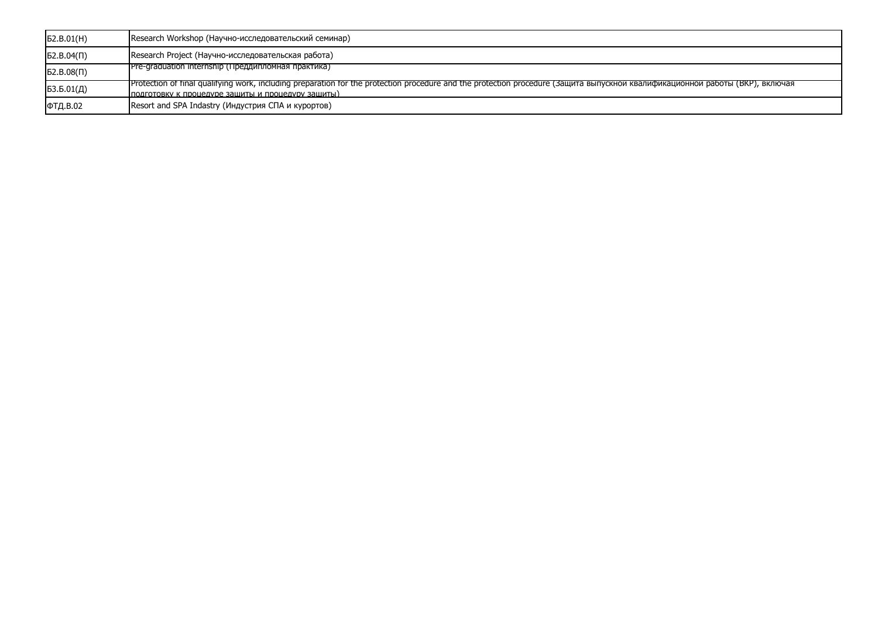| Б2.В.01(Н) | Research Workshop (Научно-исследовательский семинар) |
|---|---|
| Б2.В.04(П) | Research Project (Научно-исследовательская работа) |
| Б2.В.08(П) | Pre-graduation internship (Преддипломная практика) |
| Б3.Б.01(Д) | Protection of final qualifying work, including preparation for the protection procedure and the protection procedure (Защита выпускной квалификационной работы (ВКР), включая подготовку к процедуре защиты и процедуру защиты) |
| ФТД.В.02 | Resort and SPA Indastry (Индустрия СПА и курортов) |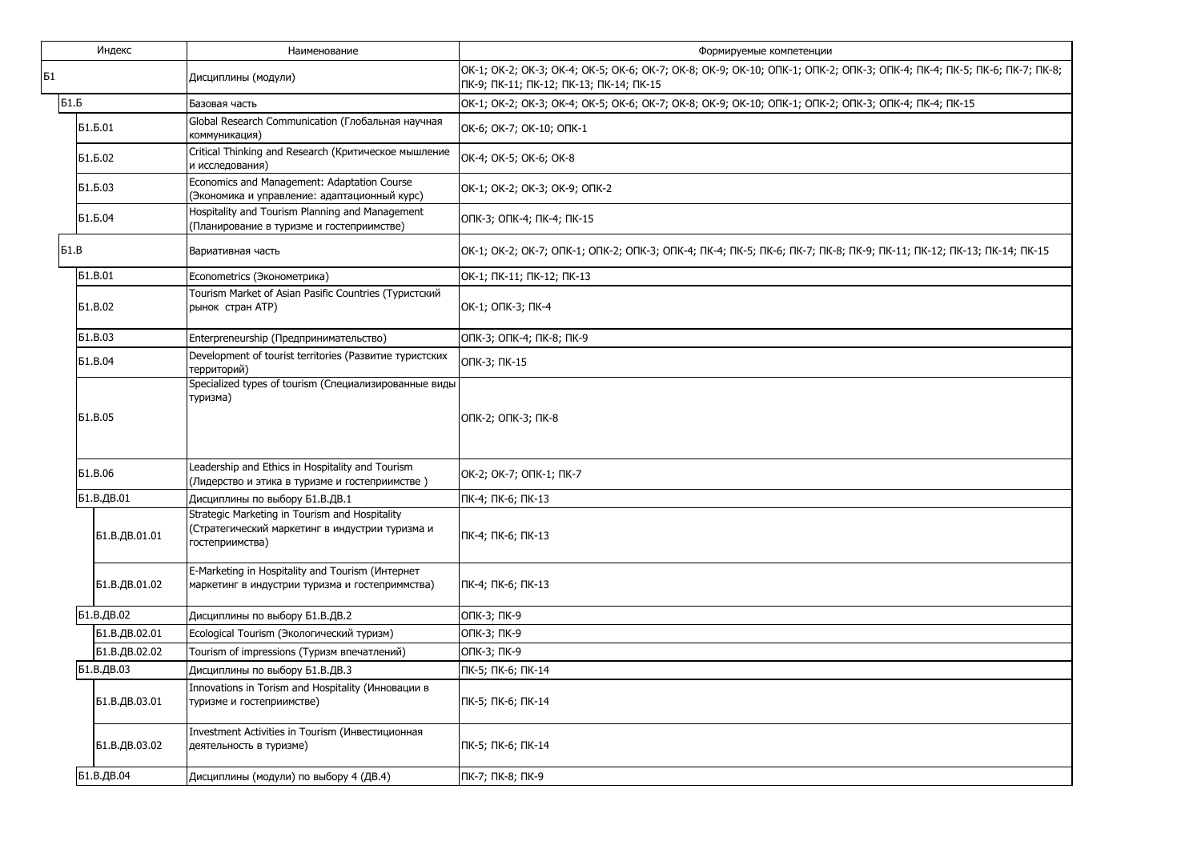| Индекс | Наименование | Формируемые компетенции |
| --- | --- | --- |
| Б1 | Дисциплины (модули) | ОК-1; ОК-2; ОК-3; ОК-4; ОК-5; ОК-6; ОК-7; ОК-8; ОК-9; ОК-10; ОПК-1; ОПК-2; ОПК-3; ОПК-4; ПК-4; ПК-5; ПК-6; ПК-7; ПК-8; ПК-9; ПК-11; ПК-12; ПК-13; ПК-14; ПК-15 |
| Б1.Б | Базовая часть | ОК-1; ОК-2; ОК-3; ОК-4; ОК-5; ОК-6; ОК-7; ОК-8; ОК-9; ОК-10; ОПК-1; ОПК-2; ОПК-3; ОПК-4; ПК-4; ПК-15 |
| Б1.Б.01 | Global Research Communication (Глобальная научная коммуникация) | ОК-6; ОК-7; ОК-10; ОПК-1 |
| Б1.Б.02 | Critical Thinking and Research (Критическое мышление и исследования) | ОК-4; ОК-5; ОК-6; ОК-8 |
| Б1.Б.03 | Economics and Management: Adaptation Course (Экономика и управление: адаптационный курс) | ОК-1; ОК-2; ОК-3; ОК-9; ОПК-2 |
| Б1.Б.04 | Hospitality and Tourism Planning and Management (Планирование в туризме и гостеприимстве) | ОПК-3; ОПК-4; ПК-4; ПК-15 |
| Б1.В | Вариативная часть | ОК-1; ОК-2; ОК-7; ОПК-1; ОПК-2; ОПК-3; ОПК-4; ПК-4; ПК-5; ПК-6; ПК-7; ПК-8; ПК-9; ПК-11; ПК-12; ПК-13; ПК-14; ПК-15 |
| Б1.В.01 | Econometrics (Эконометрика) | ОК-1; ПК-11; ПК-12; ПК-13 |
| Б1.В.02 | Tourism Market of Asian Pasific Countries (Туристский рынок стран АТР) | ОК-1; ОПК-3; ПК-4 |
| Б1.В.03 | Enterpreneurship (Предпринимательство) | ОПК-3; ОПК-4; ПК-8; ПК-9 |
| Б1.В.04 | Development of tourist territories (Развитие туристских территорий) | ОПК-3; ПК-15 |
| Б1.В.05 | Specialized types of tourism (Специализированные виды туризма) | ОПК-2; ОПК-3; ПК-8 |
| Б1.В.06 | Leadership and Ethics in Hospitality and Tourism (Лидерство и этика в туризме и гостеприимстве ) | ОК-2; ОК-7; ОПК-1; ПК-7 |
| Б1.В.ДВ.01 | Дисциплины по выбору Б1.В.ДВ.1 | ПК-4; ПК-6; ПК-13 |
| Б1.В.ДВ.01.01 | Strategic Marketing in Tourism and Hospitality (Стратегический маркетинг в индустрии туризма и гостеприимства) | ПК-4; ПК-6; ПК-13 |
| Б1.В.ДВ.01.02 | E-Marketing in Hospitality and Tourism (Интернет маркетинг в индустрии туризма и гостеприммства) | ПК-4; ПК-6; ПК-13 |
| Б1.В.ДВ.02 | Дисциплины по выбору Б1.В.ДВ.2 | ОПК-3; ПК-9 |
| Б1.В.ДВ.02.01 | Ecological Tourism (Экологический туризм) | ОПК-3; ПК-9 |
| Б1.В.ДВ.02.02 | Tourism of impressions (Туризм впечатлений) | ОПК-3; ПК-9 |
| Б1.В.ДВ.03 | Дисциплины по выбору Б1.В.ДВ.3 | ПК-5; ПК-6; ПК-14 |
| Б1.В.ДВ.03.01 | Innovations in Torism and Hospitality (Инновации в туризме и гостеприимстве) | ПК-5; ПК-6; ПК-14 |
| Б1.В.ДВ.03.02 | Investment Activities in Tourism (Инвестиционная деятельность в туризме) | ПК-5; ПК-6; ПК-14 |
| Б1.В.ДВ.04 | Дисциплины (модули) по выбору 4 (ДВ.4) | ПК-7; ПК-8; ПК-9 |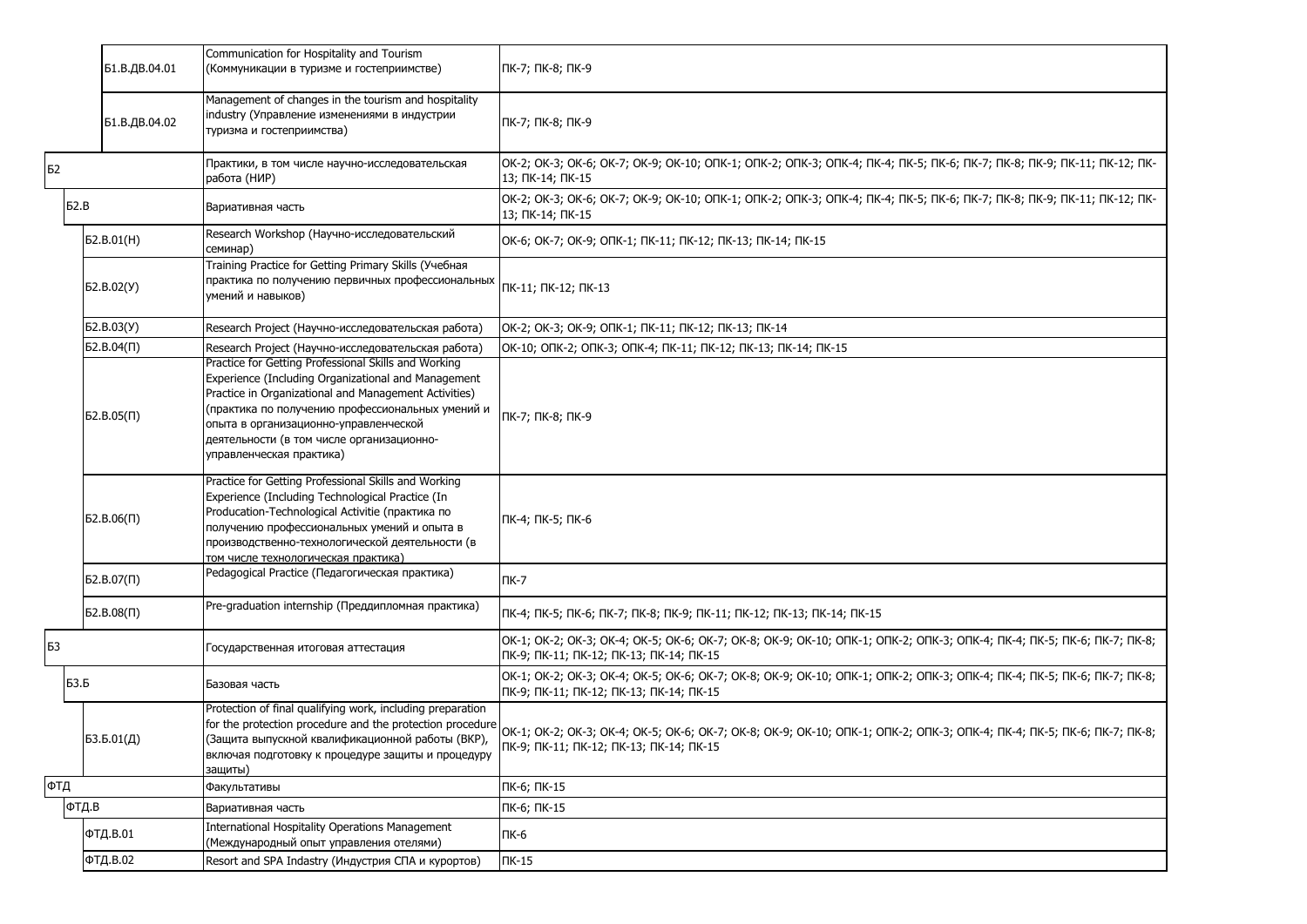| | | | | |
|---|---|---|---|---|
| | | Б1.В.ДВ.04.01 | Communication for Hospitality and Tourism (Коммуникации в туризме и гостеприимстве) | ПК-7; ПК-8; ПК-9 |
| | | Б1.В.ДВ.04.02 | Management of changes in the tourism and hospitality industry (Управление изменениями в индустрии туризма и гостеприимства) | ПК-7; ПК-8; ПК-9 |
| Б2 | | | Практики, в том числе научно-исследовательская работа (НИР) | ОК-2; ОК-3; ОК-6; ОК-7; ОК-9; ОК-10; ОПК-1; ОПК-2; ОПК-3; ОПК-4; ПК-4; ПК-5; ПК-6; ПК-7; ПК-8; ПК-9; ПК-11; ПК-12; ПК-13; ПК-14; ПК-15 |
| | Б2.В | | Вариативная часть | ОК-2; ОК-3; ОК-6; ОК-7; ОК-9; ОК-10; ОПК-1; ОПК-2; ОПК-3; ОПК-4; ПК-4; ПК-5; ПК-6; ПК-7; ПК-8; ПК-9; ПК-11; ПК-12; ПК-13; ПК-14; ПК-15 |
| | | Б2.В.01(Н) | Research Workshop (Научно-исследовательский семинар) | ОК-6; ОК-7; ОК-9; ОПК-1; ПК-11; ПК-12; ПК-13; ПК-14; ПК-15 |
| | | Б2.В.02(У) | Training Practice for Getting Primary Skills (Учебная практика по получению первичных профессиональных умений и навыков) | ПК-11; ПК-12; ПК-13 |
| | | Б2.В.03(У) | Research Project (Научно-исследовательская работа) | ОК-2; ОК-3; ОК-9; ОПК-1; ПК-11; ПК-12; ПК-13; ПК-14 |
| | | Б2.В.04(П) | Research Project (Научно-исследовательская работа) | ОК-10; ОПК-2; ОПК-3; ОПК-4; ПК-11; ПК-12; ПК-13; ПК-14; ПК-15 |
| | | Б2.В.05(П) | Practice for Getting Professional Skills and Working Experience (Including Organizational and Management Practice in Organizational and Management Activities) (практика по получению профессиональных умений и опыта в организационно-управленческой деятельности (в том числе организационно-управленческая практика) | ПК-7; ПК-8; ПК-9 |
| | | Б2.В.06(П) | Practice for Getting Professional Skills and Working Experience (Including Technological Practice (In Producation-Technological Activitie (практика по получению профессиональных умений и опыта в производственно-технологической деятельности (в том числе технологическая практика) | ПК-4; ПК-5; ПК-6 |
| | | Б2.В.07(П) | Pedagogical Practice (Педагогическая практика) | ПК-7 |
| | | Б2.В.08(П) | Pre-graduation internship (Преддипломная практика) | ПК-4; ПК-5; ПК-6; ПК-7; ПК-8; ПК-9; ПК-11; ПК-12; ПК-13; ПК-14; ПК-15 |
| Б3 | | | Государственная итоговая аттестация | ОК-1; ОК-2; ОК-3; ОК-4; ОК-5; ОК-6; ОК-7; ОК-8; ОК-9; ОК-10; ОПК-1; ОПК-2; ОПК-3; ОПК-4; ПК-4; ПК-5; ПК-6; ПК-7; ПК-8; ПК-9; ПК-11; ПК-12; ПК-13; ПК-14; ПК-15 |
| | Б3.Б | | Базовая часть | ОК-1; ОК-2; ОК-3; ОК-4; ОК-5; ОК-6; ОК-7; ОК-8; ОК-9; ОК-10; ОПК-1; ОПК-2; ОПК-3; ОПК-4; ПК-4; ПК-5; ПК-6; ПК-7; ПК-8; ПК-9; ПК-11; ПК-12; ПК-13; ПК-14; ПК-15 |
| | | Б3.Б.01(Д) | Protection of final qualifying work, including preparation for the protection procedure and the protection procedure (Защита выпускной квалификационной работы (ВКР), включая подготовку к процедуре защиты и процедуру защиты) | ОК-1; ОК-2; ОК-3; ОК-4; ОК-5; ОК-6; ОК-7; ОК-8; ОК-9; ОК-10; ОПК-1; ОПК-2; ОПК-3; ОПК-4; ПК-4; ПК-5; ПК-6; ПК-7; ПК-8; ПК-9; ПК-11; ПК-12; ПК-13; ПК-14; ПК-15 |
| ФТД | | | Факультативы | ПК-6; ПК-15 |
| | ФТД.В | | Вариативная часть | ПК-6; ПК-15 |
| | | ФТД.В.01 | International Hospitality Operations Management (Международный опыт управления отелями) | ПК-6 |
| | | ФТД.В.02 | Resort and SPA Indastry (Индустрия СПА и курортов) | ПК-15 |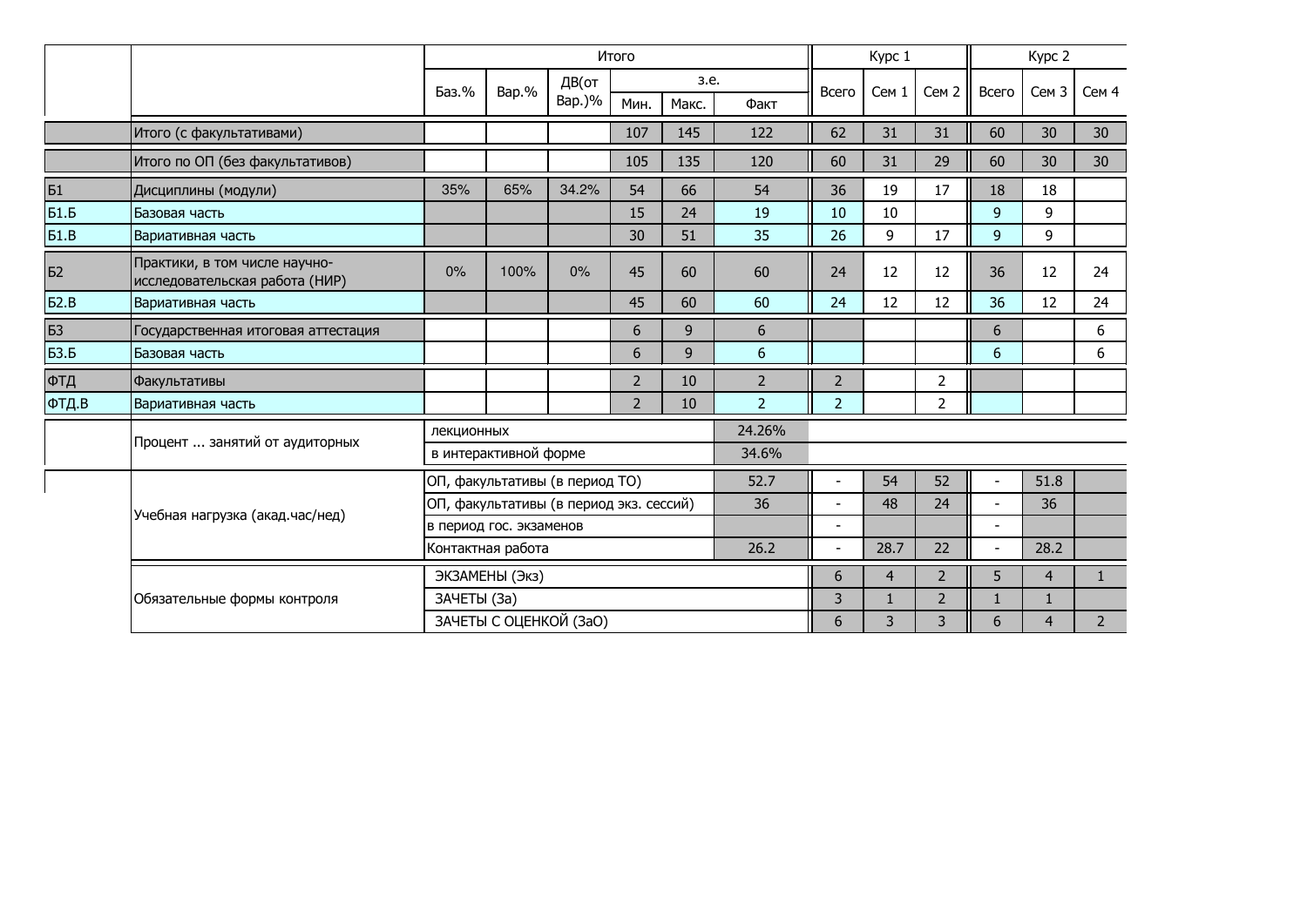| | | Итого | | | | | | Курс 1 | | | Курс 2 | | |
|---|---|---|---|---|---|---|---|---|---|---|---|---|---|
| | | Баз.% | Вар.% | ДВ(от Вар.)% | з.е. | | | Всего | Сем 1 | Сем 2 | Всего | Сем 3 | Сем 4 |
| | | | | | Мин. | Макс. | Факт | | | | | | |
| | Итого (с факультативами) | | | | 107 | 145 | 122 | 62 | 31 | 31 | 60 | 30 | 30 |
| | Итого по ОП (без факультативов) | | | | 105 | 135 | 120 | 60 | 31 | 29 | 60 | 30 | 30 |
| Б1 | Дисциплины (модули) | 35% | 65% | 34.2% | 54 | 66 | 54 | 36 | 19 | 17 | 18 | 18 | |
| Б1.Б | Базовая часть | | | | 15 | 24 | 19 | 10 | 10 | | 9 | 9 | |
| Б1.В | Вариативная часть | | | | 30 | 51 | 35 | 26 | 9 | 17 | 9 | 9 | |
| Б2 | Практики, в том числе научно-исследовательская работа (НИР) | 0% | 100% | 0% | 45 | 60 | 60 | 24 | 12 | 12 | 36 | 12 | 24 |
| Б2.В | Вариативная часть | | | | 45 | 60 | 60 | 24 | 12 | 12 | 36 | 12 | 24 |
| Б3 | Государственная итоговая аттестация | | | | 6 | 9 | 6 | | | | 6 | | 6 |
| Б3.Б | Базовая часть | | | | 6 | 9 | 6 | | | | 6 | | 6 |
| ФТД | Факультативы | | | | 2 | 10 | 2 | 2 | | 2 | | | |
| ФТД.В | Вариативная часть | | | | 2 | 10 | 2 | 2 | | 2 | | | |
| | Процент ... занятий от аудиторных | лекционных | | | | | 24.26% | | | | | | |
| | | в интерактивной форме | | | | | 34.6% | | | | | | |
| | Учебная нагрузка (акад.час/нед) | ОП, факультативы (в период ТО) | | | | | 52.7 | - | 54 | 52 | - | 51.8 | |
| | | ОП, факультативы (в период экз. сессий) | | | | | 36 | - | 48 | 24 | - | 36 | |
| | | в период гос. экзаменов | | | | | | - | | | - | | |
| | | Контактная работа | | | | | 26.2 | - | 28.7 | 22 | - | 28.2 | |
| | Обязательные формы контроля | ЭКЗАМЕНЫ (Экз) | | | | | | 6 | 4 | 2 | 5 | 4 | 1 |
| | | ЗАЧЕТЫ (За) | | | | | | 3 | 1 | 2 | 1 | 1 | |
| | | ЗАЧЕТЫ С ОЦЕНКОЙ (ЗаО) | | | | | | 6 | 3 | 3 | 6 | 4 | 2 |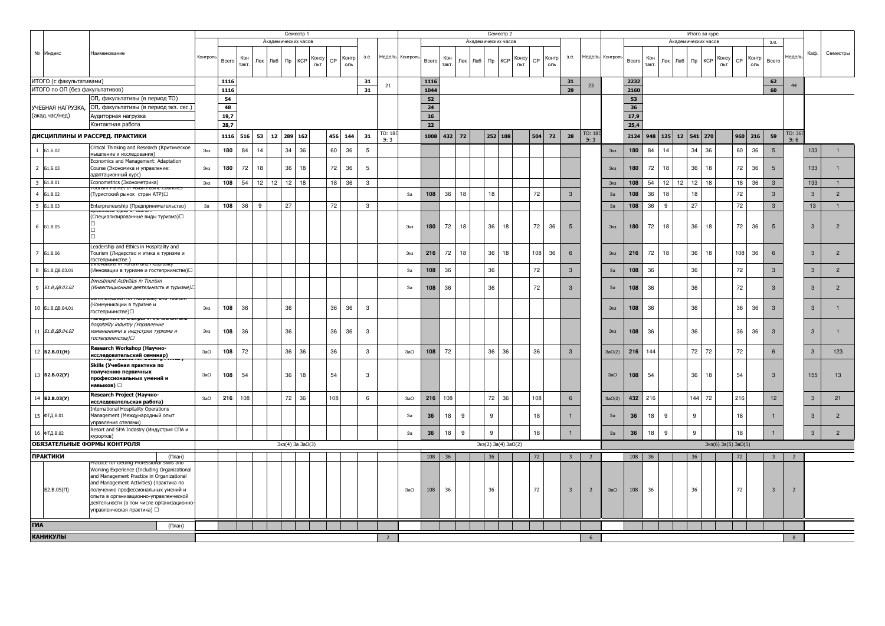| № | Индекс | Наименование | Семестр 1 | | | | | | | | | | | | Семестр 2 | | | | | | | | | | | | Итого за курс | | | | | | | | | | | | Каф. | Семестры |
|---|---|---|---|---|---|---|---|---|---|---|---|---|---|---|---|---|---|---|---|---|---|---|---|---|---|---|---|---|---|---|---|---|---|---|---|---|---|---|---|---|
| | | | Контроль | Академических часов | | | | | | | | | | | Контроль | Академических часов | | | | | | | | | | | Контроль | Академических часов | | | | | | | | | з.е. | | | |
| | | | | Всего | Кон такт. | Лек | Лаб | Пр | КСР | Консульт | СР | Контроль | з.е. | Недель | | Всего | Кон такт. | Лек | Лаб | Пр | КСР | Консульт | СР | Контроль | з.е. | Недель | | Всего | Кон такт. | Лек | Лаб | Пр | КСР | Консульт | СР | Контроль | Всего | Недель | | |
| ИТОГО (с факультативами) | | | | 1116 | | | | | | | | | 31 | 21 | | 1116 | | | | | | | | | 31 | 23 | | 2232 | | | | | | | | | 62 | 44 | | |
| ИТОГО по ОП (без факультативов) | | | | 1116 | | | | | | | | | 31 | | | 1044 | | | | | | | | | 29 | | | 2160 | | | | | | | | | 60 | | | |
| УЧЕБНАЯ НАГРУЗКА, (акад.час/нед) | | ОП, факультативы (в период ТО) | | 54 | | | | | | | | | | | | 52 | | | | | | | | | | | | 53 | | | | | | | | | | | | |
| | | ОП, факультативы (в период экз. сес.) | | 48 | | | | | | | | | | | | 24 | | | | | | | | | | | | 36 | | | | | | | | | | | | |
| | | Аудиторная нагрузка | | 19,7 | | | | | | | | | | | | 16 | | | | | | | | | | | | 17,9 | | | | | | | | | | | | |
| | | Контактная работа | | 28,7 | | | | | | | | | | | | 22 | | | | | | | | | | | | 25,4 | | | | | | | | | | | | |
| ДИСЦИПЛИНЫ И РАССРЕД. ПРАКТИКИ | | | | 1116 | 516 | 53 | 12 | 289 | 162 | | 456 | 144 | 31 | ТО: 18 Э: 3 | | 1008 | 432 | 72 | | 252 | 108 | | 504 | 72 | 28 | ТО: 18 Э: 3 | | 2124 | 948 | 125 | 12 | 541 | 270 | | 960 | 216 | 59 | ТО: 36 Э: 6 | | |
| 1 | Б1.Б.02 | Critical Thinking and Research (Критическое мышление и исследования) | Экз | 180 | 84 | 14 | | 34 | 36 | | 60 | 36 | 5 | | | | | | | | | | | | | | Экз | 180 | 84 | 14 | | 34 | 36 | | 60 | 36 | 5 | | 133 | 1 |
| 2 | Б1.Б.03 | Economics and Management: Adaptation Course (Экономика и управление: адаптационный курс) | Экз | 180 | 72 | 18 | | 36 | 18 | | 72 | 36 | 5 | | | | | | | | | | | | | | Экз | 180 | 72 | 18 | | 36 | 18 | | 72 | 36 | 5 | | 133 | 1 |
| 3 | Б1.Б.01 | Econometrics (Эконометрика) | Экз | 108 | 54 | 12 | 12 | 12 | 18 | | 18 | 36 | 3 | | | | | | | | | | | | | | Экз | 108 | 54 | 12 | 12 | 12 | 18 | | 18 | 36 | 3 | | 133 | 1 |
| 4 | Б1.В.02 | Tourism Market of Asian Pacific Countries (Туристский рынок стран АТР) | | | | | | | | | | | | | За | 108 | 36 | 18 | | 18 | | | 72 | | 3 | | За | 108 | 36 | 18 | | 18 | | | 72 | | 3 | | 3 | 2 |
| 5 | Б1.В.03 | Enterpreneurship (Предпринимательство) | За | 108 | 36 | 9 | | 27 | | | 72 | | 3 | | | | | | | | | | | | | | За | 108 | 36 | 9 | | 27 | | | 72 | | 3 | | 13 | 1 |
| 6 | Б1.В.05 | (Специализированные виды туризма) | | | | | | | | | | | | | Экз | 180 | 72 | 18 | | 36 | 18 | | 72 | 36 | 5 | | Экз | 180 | 72 | 18 | | 36 | 18 | | 72 | 36 | 5 | | 3 | 2 |
| 7 | Б1.В.06 | Leadership and Ethics in Hospitality and Tourism (Лидерство и этика в туризме и гостеприимстве ) | | | | | | | | | | | | | Экз | 216 | 72 | 18 | | 36 | 18 | | 108 | 36 | 6 | | Экз | 216 | 72 | 18 | | 36 | 18 | | 108 | 36 | 6 | | 3 | 2 |
| 8 | Б1.В.ДВ.03.01 | Innovations in Tourism and Hospitality (Инновации в туризме и гостеприимстве) | | | | | | | | | | | | | За | 108 | 36 | | | 36 | | | 72 | | 3 | | За | 108 | 36 | | | 36 | | | 72 | | 3 | | 3 | 2 |
| 9 | *Б1.В.ДВ.03.02* | *Investment Activities in Tourism (Инвестиционная деятельность в туризме)* | | | | | | | | | | | | | За | 108 | 36 | | | 36 | | | 72 | | 3 | | За | 108 | 36 | | | 36 | | | 72 | | 3 | | 3 | 2 |
| 10 | Б1.В.ДВ.04.01 | Communication for Hospitality and Tourism (Коммуникации в туризме и гостеприимстве) | Экз | 108 | 36 | | | 36 | | | 36 | 36 | 3 | | | | | | | | | | | | | | Экз | 108 | 36 | | | 36 | | | 36 | 36 | 3 | | 3 | 1 |
| 11 | *Б1.В.ДВ.04.02* | *Management of changes in the tourism and hospitality industry (Управление изменениями в индустрии туризма и гостеприимства)* | Экз | 108 | 36 | | | 36 | | | 36 | 36 | 3 | | | | | | | | | | | | | | Экз | 108 | 36 | | | 36 | | | 36 | 36 | 3 | | 3 | 1 |
| 12 | **Б2.В.01(Н)** | **Research Workshop (Научно-исследовательский семинар)** | ЗаО | 108 | 72 | | | 36 | 36 | | 36 | | 3 | | ЗаО | 108 | 72 | | | 36 | 36 | | 36 | | 3 | | ЗаО(2) | 216 | 144 | | | 72 | 72 | | 72 | | 6 | | 3 | 123 |
| 13 | **Б2.В.02(У)** | **Training Practice for Gaining Primary Skills (Учебная практика по получению первичных профессиональных умений и навыков)** | ЗаО | 108 | 54 | | | 36 | 18 | | 54 | | 3 | | | | | | | | | | | | | | ЗаО | 108 | 54 | | | 36 | 18 | | 54 | | 3 | | 155 | 13 |
| 14 | **Б2.В.03(У)** | **Research Project (Научно-исследовательская работа)** | ЗаО | 216 | 108 | | | 72 | 36 | | 108 | | 6 | | ЗаО | 216 | 108 | | | 72 | 36 | | 108 | | 6 | | ЗаО(2) | 432 | 216 | | | 144 | 72 | | 216 | | 12 | | 3 | 21 |
| 15 | ФТД.В.01 | International Hospitality Operations Management (Международный опыт управления отелями) | | | | | | | | | | | | | За | 36 | 18 | 9 | | 9 | | | 18 | | 1 | | За | 36 | 18 | 9 | | 9 | | | 18 | | 1 | | 3 | 2 |
| 16 | ФТД.В.02 | Resort and SPA Indastry (Индустрия СПА и курортов) | | | | | | | | | | | | | За | 36 | 18 | 9 | | 9 | | | 18 | | 1 | | За | 36 | 18 | 9 | | 9 | | | 18 | | 1 | | 3 | 2 |
| **ОБЯЗАТЕЛЬНЫЕ ФОРМЫ КОНТРОЛЯ** | | | Экз(4) За ЗаО(3) | | | | | | | | | | | | Экз(2) За(4) ЗаО(2) | | | | | | | | | | | | Экз(6) За(5) ЗаО(5) | | | | | | | | | | | | | |
| **ПРАКТИКИ** | | (План) | | | | | | | | | | | | | | 108 | 36 | | | 36 | | | 72 | | 3 | 2 | | 108 | 36 | | | 36 | | | 72 | | 3 | 2 | | |
| | Б2.В.05(П) | Practice for Getting Professional Skills and Working Experience (Including Organizational and Management Practice in Organizational and Management Activities) (практика по получению профессиональных умений и опыта в организационно-управленческой деятельности (в том числе организационно-управленческая практика)) | | | | | | | | | | | | | ЗаО | 108 | 36 | | | 36 | | | 72 | | 3 | 2 | ЗаО | 108 | 36 | | | 36 | | | 72 | | 3 | 2 | | |
| **ГИА** | | (План) | | | | | | | | | | | | | | | | | | | | | | | | | | | | | | | | | | | | | | |
| **КАНИКУЛЫ** | | | | | | | | | | | | | | 2 | | | | | | | | | | | | 6 | | | | | | | | | | | | 8 | | |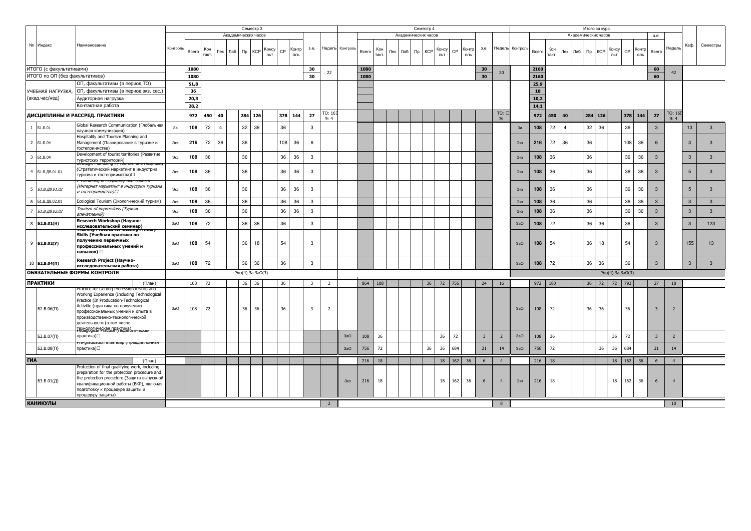| № | Индекс | Наименование | Семестр 3 | | | | | | | | | | | | Семестр 4 | | | | | | | | | | | | Итого за курс | | | | | | | | | | | | Каф. | Семестры |
|---|---|---|---|---|---|---|---|---|---|---|---|---|---|---|---|---|---|---|---|---|---|---|---|---|---|---|---|---|---|---|---|---|---|---|---|---|---|---|---|---|
| | | | Контроль | Академических часов | | | | | | | | | з.е. | Недель | Контроль | Академических часов | | | | | | | | | з.е. | Недель | Контроль | Академических часов | | | | | | | | | з.е. | Недель | | |
| | | | | Всего | Кон такт. | Лек | Лаб | Пр | КСР | Консульт | СР | Контроль | | | | Всего | Кон такт. | Лек | Лаб | Пр | КСР | Консульт | СР | Контроль | | | | Всего | Кон такт. | Лек | Лаб | Пр | КСР | Консульт | СР | Контроль | Всего | | | |
| ИТОГО (с факультативами) | | | | 1080 | | | | | | | | | 30 | 22 | | 1080 | | | | | | | | | 30 | 20 | | 2160 | | | | | | | | | 60 | 42 | | |
| ИТОГО по ОП (без факультативов) | | | | 1080 | | | | | | | | | 30 | | | 1080 | | | | | | | | | 30 | | | 2160 | | | | | | | | | 60 | | | |
| УЧЕБНАЯ НАГРУЗКА, (акад.час/нед) | | ОП, факультативы (в период ТО) | | 51,8 | | | | | | | | | | | | | | | | | | | | | | | | 25,9 | | | | | | | | | | | | |
| | | ОП, факультативы (в период экз. сес.) | | 36 | | | | | | | | | | | | | | | | | | | | | | | | 18 | | | | | | | | | | | | |
| | | Аудиторная нагрузка | | 20,3 | | | | | | | | | | | | | | | | | | | | | | | | 10,2 | | | | | | | | | | | | |
| | | Контактная работа | | 28,2 | | | | | | | | | | | | | | | | | | | | | | | | 14,1 | | | | | | | | | | | | |
| ДИСЦИПЛИНЫ И РАССРЕД. ПРАКТИКИ | | | | 972 | 450 | 40 | | 284 | 126 | | 378 | 144 | 27 | ТО: 16 Э: 4 | | | | | | | | | | | | ТО: Э: | | 972 | 450 | 40 | | 284 | 126 | | 378 | 144 | 27 | ТО: 16 Э: 4 | | |
| 1 | Б1.Б.01 | Global Research Communication (Глобальная научная коммуникация) | За | 108 | 72 | 4 | | 32 | 36 | | 36 | | 3 | | | | | | | | | | | | | | За | 108 | 72 | 4 | | 32 | 36 | | 36 | | 3 | | 13 | 3 |
| 2 | Б1.Б.04 | Hospitality and Tourism Planning and Management (Планирование в туризме и гостеприимстве) | Экз | 216 | 72 | 36 | | 36 | | | 108 | 36 | 6 | | | | | | | | | | | | | | Экз | 216 | 72 | 36 | | 36 | | | 108 | 36 | 6 | | 3 | 3 |
| 3 | Б1.В.04 | Development of tourist territories (Развитие туристских территорий) | Экз | 108 | 36 | | | 36 | | | 36 | 36 | 3 | | | | | | | | | | | | | | Экз | 108 | 36 | | | 36 | | | 36 | 36 | 3 | | 3 | 3 |
| 4 | Б1.В.ДВ.01.01 | Strategic Marketing in Tourism and Hospitality (Стратегический маркетинг в индустрии туризма и гостеприимства) | Экз | 108 | 36 | | | 36 | | | 36 | 36 | 3 | | | | | | | | | | | | | | Экз | 108 | 36 | | | 36 | | | 36 | 36 | 3 | | 5 | 3 |
| 5 | *Б1.В.ДВ.01.02* | *E-Marketing in Hospitality and Tourism (Интернет маркетинг в индустрии туризма и гостеприимства)* | Экз | 108 | 36 | | | 36 | | | 36 | 36 | 3 | | | | | | | | | | | | | | Экз | 108 | 36 | | | 36 | | | 36 | 36 | 3 | | 5 | 3 |
| 6 | Б1.В.ДВ.02.01 | Ecological Tourism (Экологический туризм) | Экз | 108 | 36 | | | 36 | | | 36 | 36 | 3 | | | | | | | | | | | | | | Экз | 108 | 36 | | | 36 | | | 36 | 36 | 3 | | 3 | 3 |
| 7 | *Б1.В.ДВ.02.02* | *Tourism of impressions (Туризм впечатлений)* | Экз | 108 | 36 | | | 36 | | | 36 | 36 | 3 | | | | | | | | | | | | | | Экз | 108 | 36 | | | 36 | | | 36 | 36 | 3 | | 3 | 3 |
| 8 | **Б2.В.01(Н)** | **Research Workshop (Научно-исследовательский семинар)** | ЗаО | 108 | 72 | | | 36 | 36 | | 36 | | 3 | | | | | | | | | | | | | | ЗаО | 108 | 72 | | | 36 | 36 | | 36 | | 3 | | 3 | 123 |
| 9 | **Б2.В.02(У)** | **Training Practice for Getting Primary Skills (Учебная практика по получению первичных профессиональных умений и навыков)** | ЗаО | 108 | 54 | | | 36 | 18 | | 54 | | 3 | | | | | | | | | | | | | | ЗаО | 108 | 54 | | | 36 | 18 | | 54 | | 3 | | 155 | 13 |
| 10 | **Б2.В.04(П)** | **Research Project (Научно-исследовательская работа)** | ЗаО | 108 | 72 | | | 36 | 36 | | 36 | | 3 | | | | | | | | | | | | | | ЗаО | 108 | 72 | | | 36 | 36 | | 36 | | 3 | | 3 | 3 |
| ОБЯЗАТЕЛЬНЫЕ ФОРМЫ КОНТРОЛЯ | | | | Экз(4) За ЗаО(3) | | | | | | | | | | | | | | | | | | | | | | | | Экз(4) За ЗаО(3) | | | | | | | | | | | | |
| ПРАКТИКИ | | (План) | | 108 | 72 | | | 36 | 36 | | 36 | | 3 | 2 | | 864 | 108 | | | | 36 | 72 | 756 | | 24 | 16 | | 972 | 180 | | | 36 | 72 | 72 | 792 | | 27 | 18 | | |
| | Б2.В.06(П) | Practice for Getting Professional Skills and Working Experience (Including Technological Practice (In Producation-Technological Activitie (практика по получению профессиональных умений и опыта в производственно-технологической деятельности (в том числе технологическая практика) | ЗаО | 108 | 72 | | | 36 | 36 | | 36 | | 3 | 2 | | | | | | | | | | | | | ЗаО | 108 | 72 | | | 36 | 36 | | 36 | | 3 | 2 | | |
| | Б2.В.07(П) | Pedagogical Practice (Педагогическая практика) | | | | | | | | | | | | | ЗаО | 108 | 36 | | | | | 36 | 72 | | 3 | 2 | ЗаО | 108 | 36 | | | | | 36 | 72 | | 3 | 2 | | |
| | Б2.В.08(П) | Pre-graduation Internship (преддипломная практика) | | | | | | | | | | | | | ЗаО | 756 | 72 | | | | 36 | 36 | 684 | | 21 | 14 | ЗаО | 756 | 72 | | | | 36 | 36 | 684 | | 21 | 14 | | |
| ГИА | | (План) | | | | | | | | | | | | | | 216 | 18 | | | | | 18 | 162 | 36 | 6 | 4 | | 216 | 18 | | | | | 18 | 162 | 36 | 6 | 4 | | |
| | Б3.Б.01(Д) | Protection of final qualifying work, including preparation for the protection procedure and the protection procedure (Защита выпускной квалификационной работы (ВКР), включая подготовку к процедуре защиты и процедуру защиты) | | | | | | | | | | | | | Экз | 216 | 18 | | | | | 18 | 162 | 36 | 6 | 4 | Экз | 216 | 18 | | | | | 18 | 162 | 36 | 6 | 4 | | |
| КАНИКУЛЫ | | | | | | | | | | | | | | 2 | | | | | | | | | | | | 8 | | | | | | | | | | | | 10 | | |